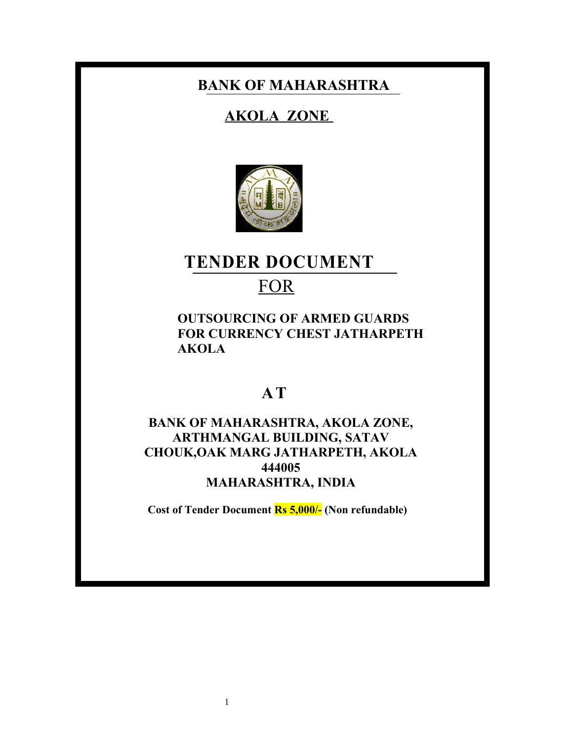# BANK OF MAHARASHTRA

## AKOLA ZONE

# TENDER DOCUMENT

## FOR

**OUTSOURCING OF ARMED GUARDS FOR CURRENCY CHEST JATHARPETH AKOLA**

## A T

**BANK OF MAHARASHTRA, AKOLA ZONE, ARTHMANGAL BUILDING, SATAV CHOUK,OAK MARG JATHARPETH, AKOLA 444005**
**MAHARASHTRA, INDIA**

**Cost of Tender Document Rs 5,000/- (Non refundable)**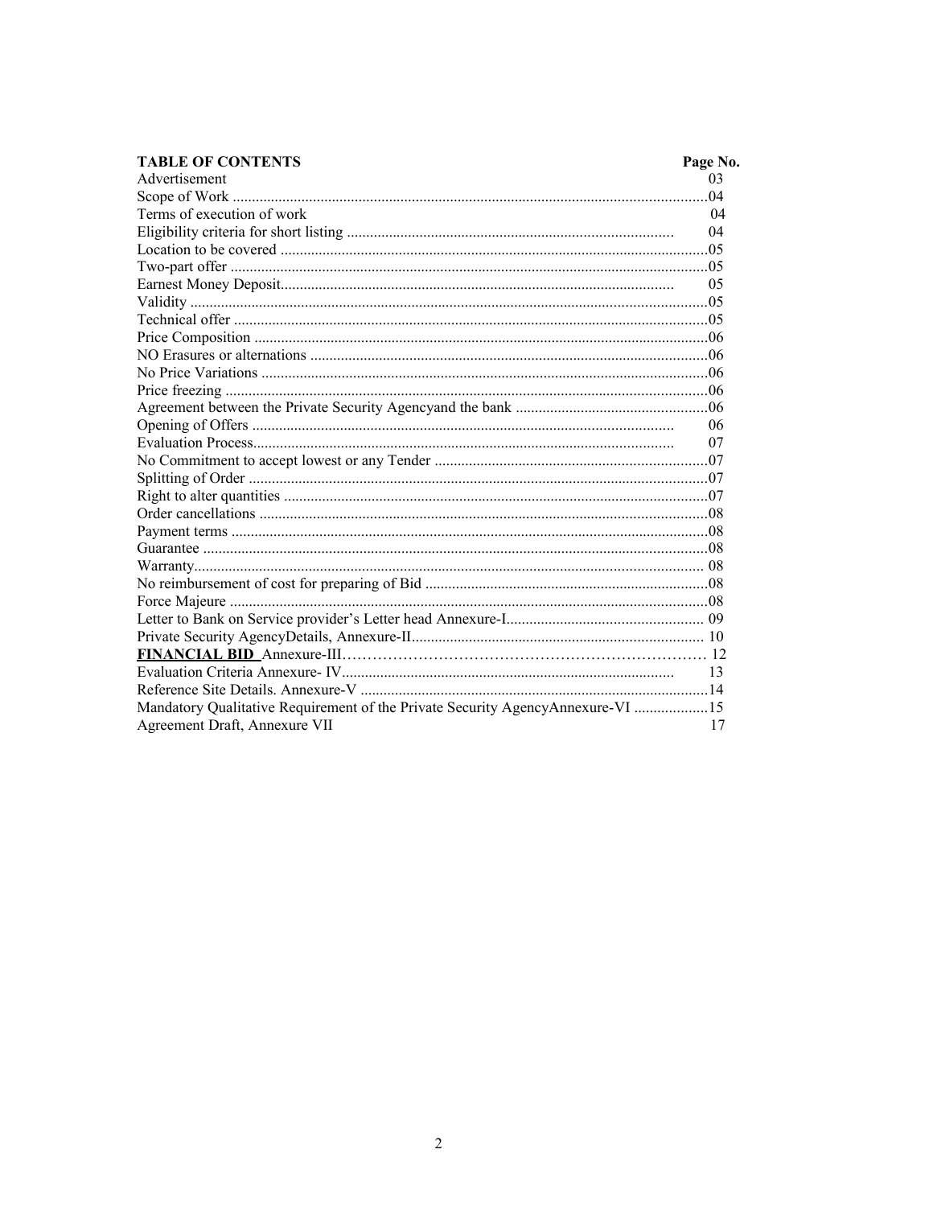| TABLE OF CONTENTS | Page No. |
|---|---|
| Advertisement | 03 |
| Scope of Work | 04 |
| Terms of execution of work | 04 |
| Eligibility criteria for short listing | 04 |
| Location to be covered | 05 |
| Two-part offer | 05 |
| Earnest Money Deposit | 05 |
| Validity | 05 |
| Technical offer | 05 |
| Price Composition | 06 |
| NO Erasures or alternations | 06 |
| No Price Variations | 06 |
| Price freezing | 06 |
| Agreement between the Private Security Agencyand the bank | 06 |
| Opening of Offers | 06 |
| Evaluation Process | 07 |
| No Commitment to accept lowest or any Tender | 07 |
| Splitting of Order | 07 |
| Right to alter quantities | 07 |
| Order cancellations | 08 |
| Payment terms | 08 |
| Guarantee | 08 |
| Warranty | 08 |
| No reimbursement of cost for preparing of Bid | 08 |
| Force Majeure | 08 |
| Letter to Bank on Service provider's Letter head Annexure-I | 09 |
| Private Security AgencyDetails, Annexure-II | 10 |
| **FINANCIAL BID** Annexure-III | 12 |
| Evaluation Criteria Annexure- IV | 13 |
| Reference Site Details. Annexure-V | 14 |
| Mandatory Qualitative Requirement of the Private Security AgencyAnnexure-VI | 15 |
| Agreement Draft, Annexure VII | 17 |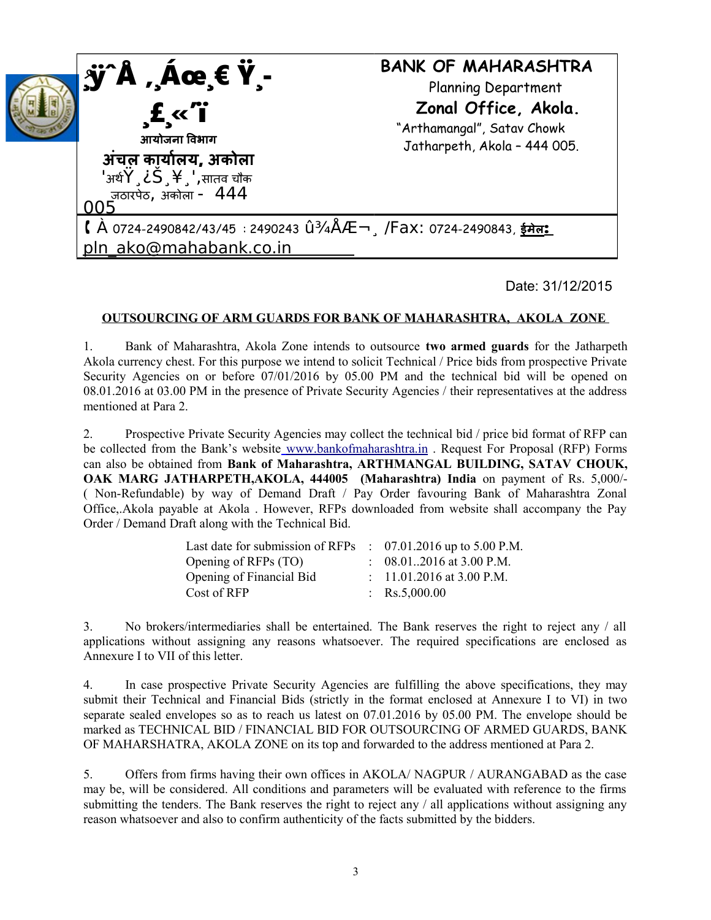| ¸ÿˆÅ ,¸Áœ¸€ Ÿ¸- ¸£¸«˜ï<br>आयोजना विभाग<br>**अंचल कार्यालय, अकोला**<br>'अर्थŸ¸¿Š¸¥¸',सातव चौक<br>जठारपेठ, अकोला - 444 005 | **BANK OF MAHARASHTRA**<br>Planning Department<br>**Zonal Office, Akola.**<br>"Arthamangal", Satav Chowk<br>Jatharpeth, Akola – 444 005. |
|---|---|

( À 0724-2490842/43/45 : 2490243 û¾ÅÆ¬¸ /Fax: 0724-2490843, **ईमेल:** pln_ako@mahabank.co.in

Date: 31/12/2015

**OUTSOURCING OF ARM GUARDS FOR BANK OF MAHARASHTRA, AKOLA ZONE**

1. Bank of Maharashtra, Akola Zone intends to outsource **two armed guards** for the Jatharpeth Akola currency chest. For this purpose we intend to solicit Technical / Price bids from prospective Private Security Agencies on or before 07/01/2016 by 05.00 PM and the technical bid will be opened on 08.01.2016 at 03.00 PM in the presence of Private Security Agencies / their representatives at the address mentioned at Para 2.

2. Prospective Private Security Agencies may collect the technical bid / price bid format of RFP can be collected from the Bank's website www.bankofmaharashtra.in . Request For Proposal (RFP) Forms can also be obtained from **Bank of Maharashtra, ARTHMANGAL BUILDING, SATAV CHOUK, OAK MARG JATHARPETH,AKOLA, 444005 (Maharashtra) India** on payment of Rs. 5,000/- ( Non-Refundable) by way of Demand Draft / Pay Order favouring Bank of Maharashtra Zonal Office,.Akola payable at Akola . However, RFPs downloaded from website shall accompany the Pay Order / Demand Draft along with the Technical Bid.

| | | |
|---|---|---|
| Last date for submission of RFPs | : | 07.01.2016 up to 5.00 P.M. |
| Opening of RFPs (TO) | : | 08.01..2016 at 3.00 P.M. |
| Opening of Financial Bid | : | 11.01.2016 at 3.00 P.M. |
| Cost of RFP | : | Rs.5,000.00 |

3. No brokers/intermediaries shall be entertained. The Bank reserves the right to reject any / all applications without assigning any reasons whatsoever. The required specifications are enclosed as Annexure I to VII of this letter.

4. In case prospective Private Security Agencies are fulfilling the above specifications, they may submit their Technical and Financial Bids (strictly in the format enclosed at Annexure I to VI) in two separate sealed envelopes so as to reach us latest on 07.01.2016 by 05.00 PM. The envelope should be marked as TECHNICAL BID / FINANCIAL BID FOR OUTSOURCING OF ARMED GUARDS, BANK OF MAHARSHATRA, AKOLA ZONE on its top and forwarded to the address mentioned at Para 2.

5. Offers from firms having their own offices in AKOLA/ NAGPUR / AURANGABAD as the case may be, will be considered. All conditions and parameters will be evaluated with reference to the firms submitting the tenders. The Bank reserves the right to reject any / all applications without assigning any reason whatsoever and also to confirm authenticity of the facts submitted by the bidders.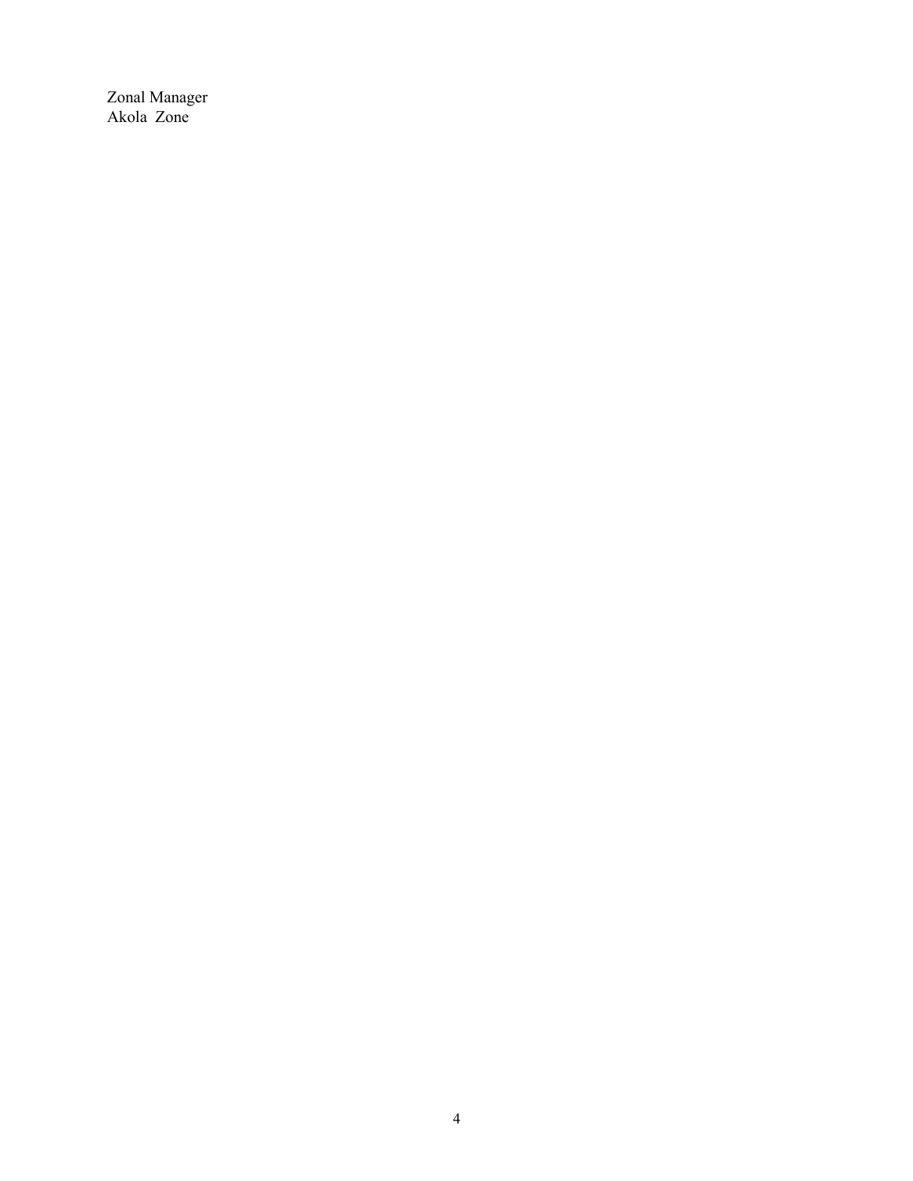Zonal Manager
Akola  Zone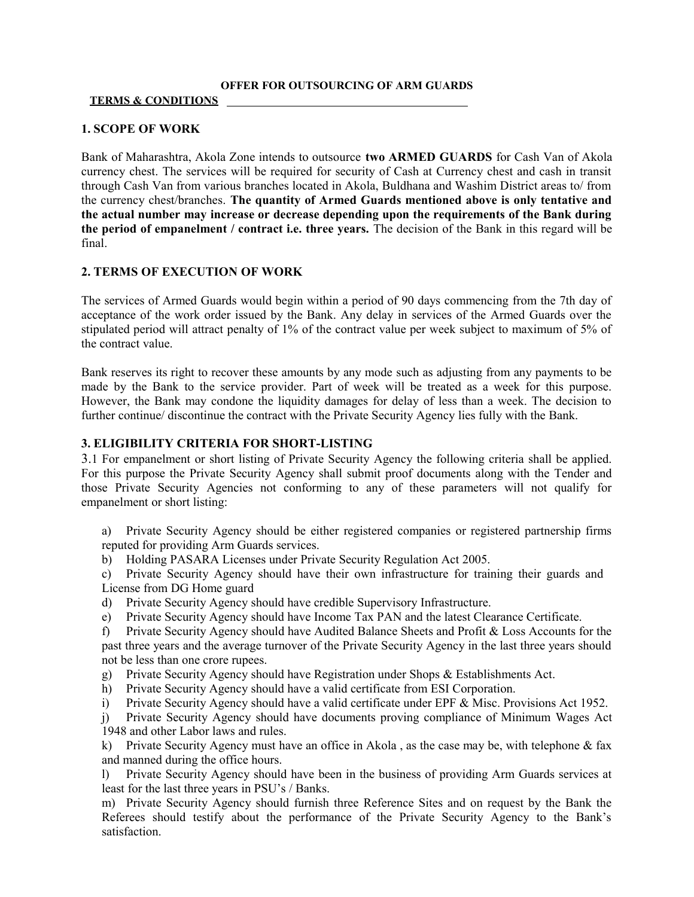**OFFER FOR OUTSOURCING OF ARM GUARDS**

**TERMS & CONDITIONS**

## 1. SCOPE OF WORK

Bank of Maharashtra, Akola Zone intends to outsource **two ARMED GUARDS** for Cash Van of Akola currency chest. The services will be required for security of Cash at Currency chest and cash in transit through Cash Van from various branches located in Akola, Buldhana and Washim District areas to/ from the currency chest/branches. **The quantity of Armed Guards mentioned above is only tentative and the actual number may increase or decrease depending upon the requirements of the Bank during the period of empanelment / contract i.e. three years.** The decision of the Bank in this regard will be final.

## 2. TERMS OF EXECUTION OF WORK

The services of Armed Guards would begin within a period of 90 days commencing from the 7th day of acceptance of the work order issued by the Bank. Any delay in services of the Armed Guards over the stipulated period will attract penalty of 1% of the contract value per week subject to maximum of 5% of the contract value.

Bank reserves its right to recover these amounts by any mode such as adjusting from any payments to be made by the Bank to the service provider. Part of week will be treated as a week for this purpose. However, the Bank may condone the liquidity damages for delay of less than a week. The decision to further continue/ discontinue the contract with the Private Security Agency lies fully with the Bank.

## 3. ELIGIBILITY CRITERIA FOR SHORT-LISTING

3.1 For empanelment or short listing of Private Security Agency the following criteria shall be applied. For this purpose the Private Security Agency shall submit proof documents along with the Tender and those Private Security Agencies not conforming to any of these parameters will not qualify for empanelment or short listing:

a) Private Security Agency should be either registered companies or registered partnership firms reputed for providing Arm Guards services.

b) Holding PASARA Licenses under Private Security Regulation Act 2005.

c) Private Security Agency should have their own infrastructure for training their guards and License from DG Home guard

d) Private Security Agency should have credible Supervisory Infrastructure.

e) Private Security Agency should have Income Tax PAN and the latest Clearance Certificate.

f) Private Security Agency should have Audited Balance Sheets and Profit & Loss Accounts for the past three years and the average turnover of the Private Security Agency in the last three years should not be less than one crore rupees.

g) Private Security Agency should have Registration under Shops & Establishments Act.

h) Private Security Agency should have a valid certificate from ESI Corporation.

i) Private Security Agency should have a valid certificate under EPF & Misc. Provisions Act 1952.

j) Private Security Agency should have documents proving compliance of Minimum Wages Act 1948 and other Labor laws and rules.

k) Private Security Agency must have an office in Akola , as the case may be, with telephone & fax and manned during the office hours.

l) Private Security Agency should have been in the business of providing Arm Guards services at least for the last three years in PSU's / Banks.

m) Private Security Agency should furnish three Reference Sites and on request by the Bank the Referees should testify about the performance of the Private Security Agency to the Bank's satisfaction.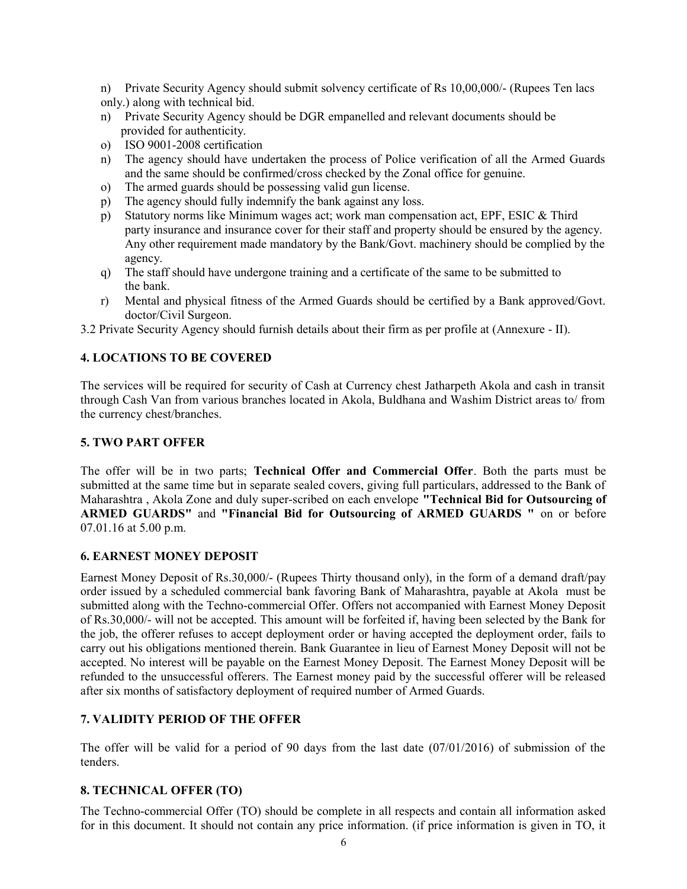n) Private Security Agency should submit solvency certificate of Rs 10,00,000/- (Rupees Ten lacs only.) along with technical bid.

n) Private Security Agency should be DGR empanelled and relevant documents should be provided for authenticity.

o) ISO 9001-2008 certification

n) The agency should have undertaken the process of Police verification of all the Armed Guards and the same should be confirmed/cross checked by the Zonal office for genuine.

o) The armed guards should be possessing valid gun license.

p) The agency should fully indemnify the bank against any loss.

p) Statutory norms like Minimum wages act; work man compensation act, EPF, ESIC & Third party insurance and insurance cover for their staff and property should be ensured by the agency. Any other requirement made mandatory by the Bank/Govt. machinery should be complied by the agency.

q) The staff should have undergone training and a certificate of the same to be submitted to the bank.

r) Mental and physical fitness of the Armed Guards should be certified by a Bank approved/Govt. doctor/Civil Surgeon.

3.2 Private Security Agency should furnish details about their firm as per profile at (Annexure - II).

## 4. LOCATIONS TO BE COVERED

The services will be required for security of Cash at Currency chest Jatharpeth Akola and cash in transit through Cash Van from various branches located in Akola, Buldhana and Washim District areas to/ from the currency chest/branches.

## 5. TWO PART OFFER

The offer will be in two parts; **Technical Offer and Commercial Offer**. Both the parts must be submitted at the same time but in separate sealed covers, giving full particulars, addressed to the Bank of Maharashtra , Akola Zone and duly super-scribed on each envelope **"Technical Bid for Outsourcing of ARMED GUARDS"** and **"Financial Bid for Outsourcing of ARMED GUARDS "** on or before 07.01.16 at 5.00 p.m.

## 6. EARNEST MONEY DEPOSIT

Earnest Money Deposit of Rs.30,000/- (Rupees Thirty thousand only), in the form of a demand draft/pay order issued by a scheduled commercial bank favoring Bank of Maharashtra, payable at Akola must be submitted along with the Techno-commercial Offer. Offers not accompanied with Earnest Money Deposit of Rs.30,000/- will not be accepted. This amount will be forfeited if, having been selected by the Bank for the job, the offerer refuses to accept deployment order or having accepted the deployment order, fails to carry out his obligations mentioned therein. Bank Guarantee in lieu of Earnest Money Deposit will not be accepted. No interest will be payable on the Earnest Money Deposit. The Earnest Money Deposit will be refunded to the unsuccessful offerers. The Earnest money paid by the successful offerer will be released after six months of satisfactory deployment of required number of Armed Guards.

## 7. VALIDITY PERIOD OF THE OFFER

The offer will be valid for a period of 90 days from the last date (07/01/2016) of submission of the tenders.

## 8. TECHNICAL OFFER (TO)

The Techno-commercial Offer (TO) should be complete in all respects and contain all information asked for in this document. It should not contain any price information. (if price information is given in TO, it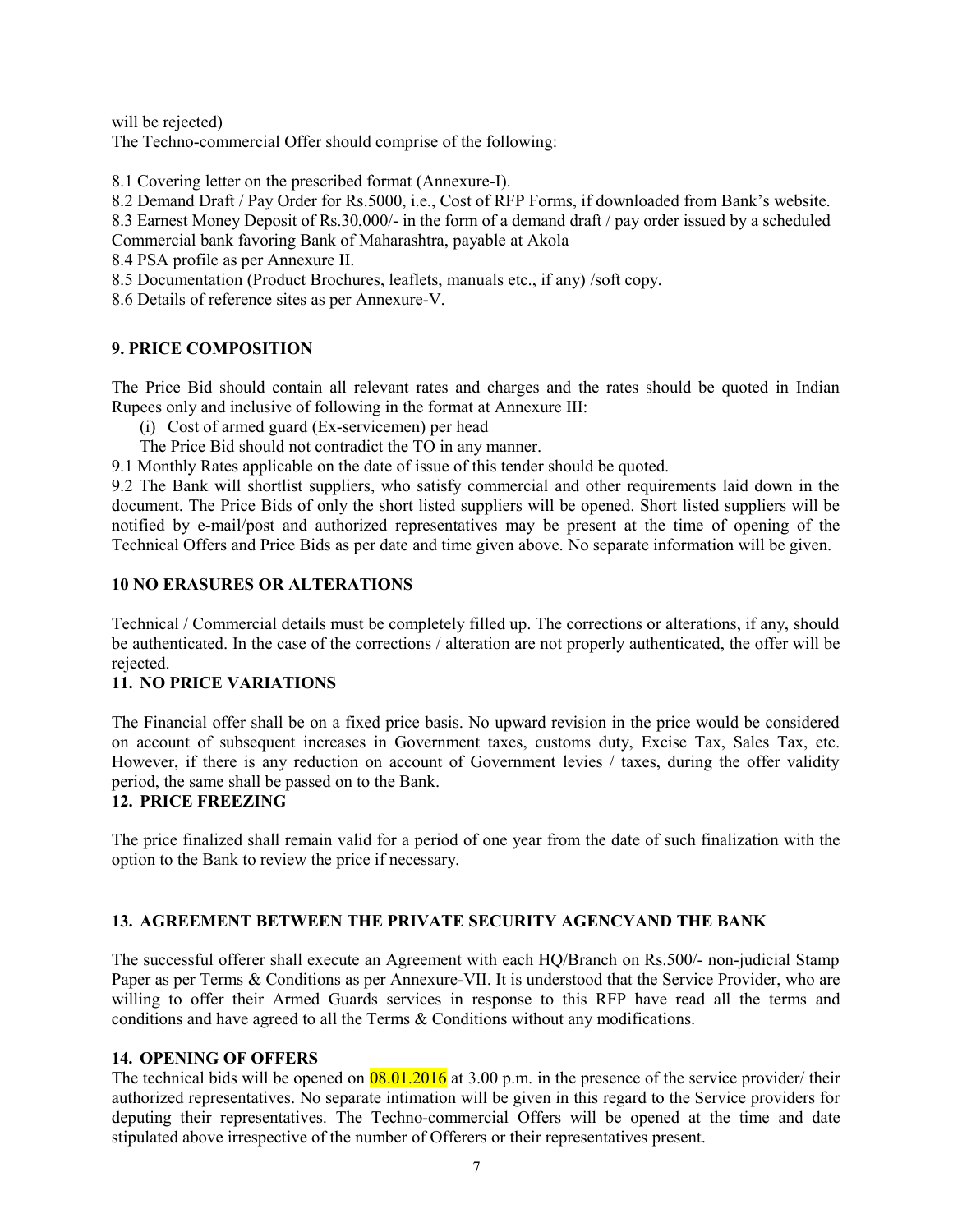will be rejected)

The Techno-commercial Offer should comprise of the following:

8.1 Covering letter on the prescribed format (Annexure-I).

8.2 Demand Draft / Pay Order for Rs.5000, i.e., Cost of RFP Forms, if downloaded from Bank's website.

8.3 Earnest Money Deposit of Rs.30,000/- in the form of a demand draft / pay order issued by a scheduled Commercial bank favoring Bank of Maharashtra, payable at Akola

8.4 PSA profile as per Annexure II.

8.5 Documentation (Product Brochures, leaflets, manuals etc., if any) /soft copy.

8.6 Details of reference sites as per Annexure-V.

**9. PRICE COMPOSITION**

The Price Bid should contain all relevant rates and charges and the rates should be quoted in Indian Rupees only and inclusive of following in the format at Annexure III:

(i) Cost of armed guard (Ex-servicemen) per head

The Price Bid should not contradict the TO in any manner.

9.1 Monthly Rates applicable on the date of issue of this tender should be quoted.

9.2 The Bank will shortlist suppliers, who satisfy commercial and other requirements laid down in the document. The Price Bids of only the short listed suppliers will be opened. Short listed suppliers will be notified by e-mail/post and authorized representatives may be present at the time of opening of the Technical Offers and Price Bids as per date and time given above. No separate information will be given.

**10 NO ERASURES OR ALTERATIONS**

Technical / Commercial details must be completely filled up. The corrections or alterations, if any, should be authenticated. In the case of the corrections / alteration are not properly authenticated, the offer will be rejected.

**11. NO PRICE VARIATIONS**

The Financial offer shall be on a fixed price basis. No upward revision in the price would be considered on account of subsequent increases in Government taxes, customs duty, Excise Tax, Sales Tax, etc. However, if there is any reduction on account of Government levies / taxes, during the offer validity period, the same shall be passed on to the Bank.

**12. PRICE FREEZING**

The price finalized shall remain valid for a period of one year from the date of such finalization with the option to the Bank to review the price if necessary.

**13. AGREEMENT BETWEEN THE PRIVATE SECURITY AGENCYAND THE BANK**

The successful offerer shall execute an Agreement with each HQ/Branch on Rs.500/- non-judicial Stamp Paper as per Terms & Conditions as per Annexure-VII. It is understood that the Service Provider, who are willing to offer their Armed Guards services in response to this RFP have read all the terms and conditions and have agreed to all the Terms & Conditions without any modifications.

**14. OPENING OF OFFERS**

The technical bids will be opened on 08.01.2016 at 3.00 p.m. in the presence of the service provider/ their authorized representatives. No separate intimation will be given in this regard to the Service providers for deputing their representatives. The Techno-commercial Offers will be opened at the time and date stipulated above irrespective of the number of Offerers or their representatives present.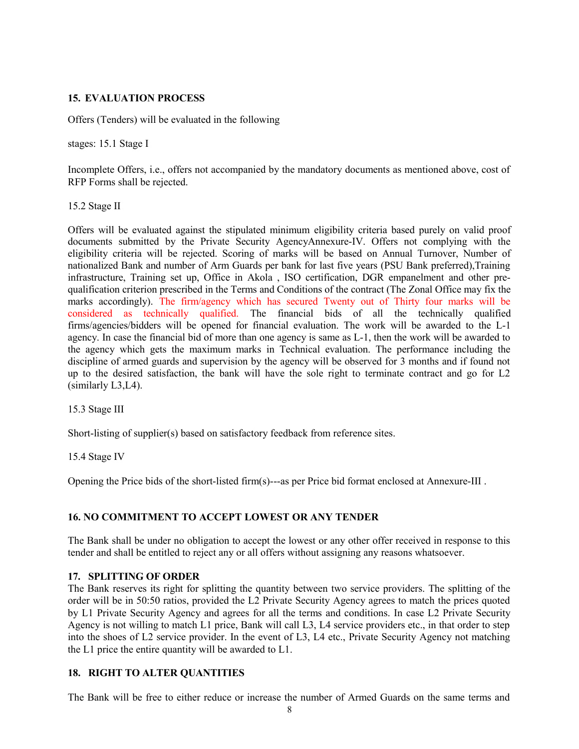## 15. EVALUATION PROCESS

Offers (Tenders) will be evaluated in the following

stages: 15.1 Stage I

Incomplete Offers, i.e., offers not accompanied by the mandatory documents as mentioned above, cost of RFP Forms shall be rejected.

15.2 Stage II

Offers will be evaluated against the stipulated minimum eligibility criteria based purely on valid proof documents submitted by the Private Security AgencyAnnexure-IV. Offers not complying with the eligibility criteria will be rejected. Scoring of marks will be based on Annual Turnover, Number of nationalized Bank and number of Arm Guards per bank for last five years (PSU Bank preferred),Training infrastructure, Training set up, Office in Akola , ISO certification, DGR empanelment and other pre-qualification criterion prescribed in the Terms and Conditions of the contract (The Zonal Office may fix the marks accordingly). The firm/agency which has secured Twenty out of Thirty four marks will be considered as technically qualified. The financial bids of all the technically qualified firms/agencies/bidders will be opened for financial evaluation. The work will be awarded to the L-1 agency. In case the financial bid of more than one agency is same as L-1, then the work will be awarded to the agency which gets the maximum marks in Technical evaluation. The performance including the discipline of armed guards and supervision by the agency will be observed for 3 months and if found not up to the desired satisfaction, the bank will have the sole right to terminate contract and go for L2 (similarly L3,L4).

15.3 Stage III

Short-listing of supplier(s) based on satisfactory feedback from reference sites.

15.4 Stage IV

Opening the Price bids of the short-listed firm(s)---as per Price bid format enclosed at Annexure-III .

## 16. NO COMMITMENT TO ACCEPT LOWEST OR ANY TENDER

The Bank shall be under no obligation to accept the lowest or any other offer received in response to this tender and shall be entitled to reject any or all offers without assigning any reasons whatsoever.

## 17. SPLITTING OF ORDER

The Bank reserves its right for splitting the quantity between two service providers. The splitting of the order will be in 50:50 ratios, provided the L2 Private Security Agency agrees to match the prices quoted by L1 Private Security Agency and agrees for all the terms and conditions. In case L2 Private Security Agency is not willing to match L1 price, Bank will call L3, L4 service providers etc., in that order to step into the shoes of L2 service provider. In the event of L3, L4 etc., Private Security Agency not matching the L1 price the entire quantity will be awarded to L1.

## 18. RIGHT TO ALTER QUANTITIES

The Bank will be free to either reduce or increase the number of Armed Guards on the same terms and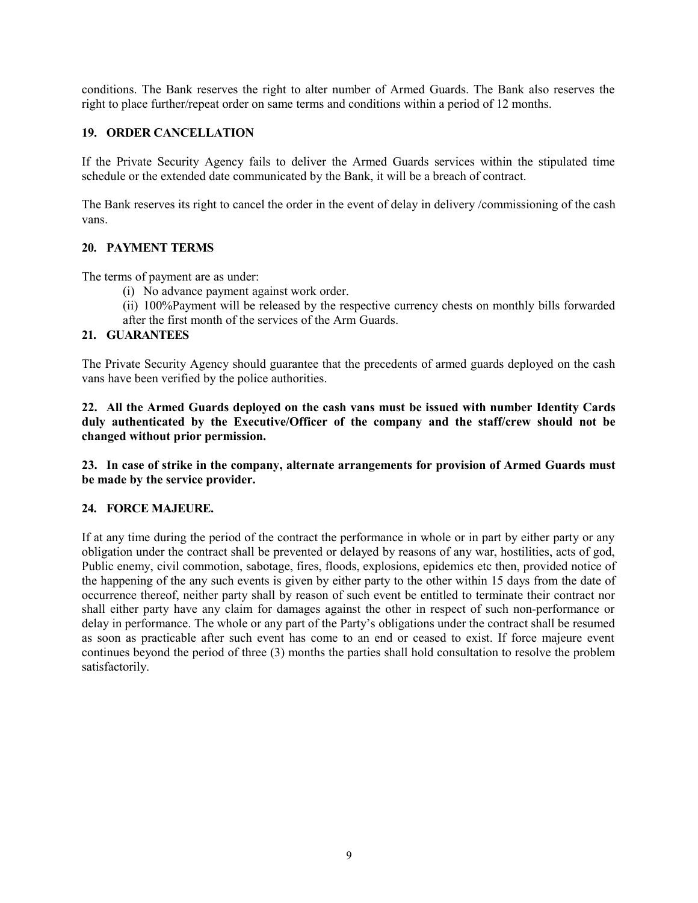conditions. The Bank reserves the right to alter number of Armed Guards. The Bank also reserves the right to place further/repeat order on same terms and conditions within a period of 12 months.

## 19. ORDER CANCELLATION

If the Private Security Agency fails to deliver the Armed Guards services within the stipulated time schedule or the extended date communicated by the Bank, it will be a breach of contract.

The Bank reserves its right to cancel the order in the event of delay in delivery /commissioning of the cash vans.

## 20. PAYMENT TERMS

The terms of payment are as under:

(i) No advance payment against work order.

(ii) 100%Payment will be released by the respective currency chests on monthly bills forwarded after the first month of the services of the Arm Guards.

## 21. GUARANTEES

The Private Security Agency should guarantee that the precedents of armed guards deployed on the cash vans have been verified by the police authorities.

**22. All the Armed Guards deployed on the cash vans must be issued with number Identity Cards duly authenticated by the Executive/Officer of the company and the staff/crew should not be changed without prior permission.**

**23. In case of strike in the company, alternate arrangements for provision of Armed Guards must be made by the service provider.**

## 24. FORCE MAJEURE.

If at any time during the period of the contract the performance in whole or in part by either party or any obligation under the contract shall be prevented or delayed by reasons of any war, hostilities, acts of god, Public enemy, civil commotion, sabotage, fires, floods, explosions, epidemics etc then, provided notice of the happening of the any such events is given by either party to the other within 15 days from the date of occurrence thereof, neither party shall by reason of such event be entitled to terminate their contract nor shall either party have any claim for damages against the other in respect of such non-performance or delay in performance. The whole or any part of the Party's obligations under the contract shall be resumed as soon as practicable after such event has come to an end or ceased to exist. If force majeure event continues beyond the period of three (3) months the parties shall hold consultation to resolve the problem satisfactorily.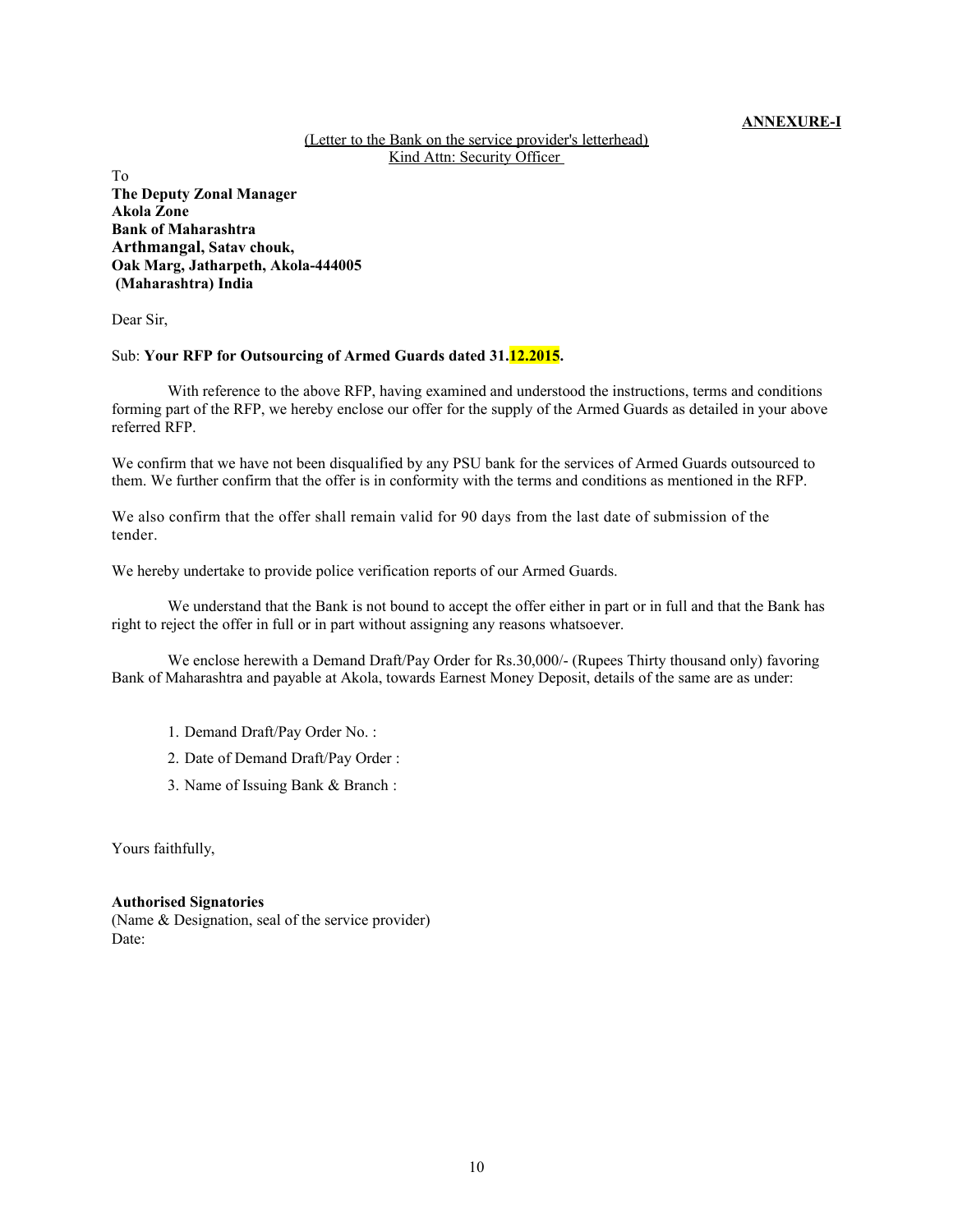**ANNEXURE-I**

(Letter to the Bank on the service provider's letterhead)
Kind Attn: Security Officer

To
**The Deputy Zonal Manager**
**Akola Zone**
**Bank of Maharashtra**
**Arthmangal, Satav chouk,**
**Oak Marg, Jatharpeth, Akola-444005**
**(Maharashtra) India**

Dear Sir,

Sub: **Your RFP for Outsourcing of Armed Guards dated 31.12.2015.**

With reference to the above RFP, having examined and understood the instructions, terms and conditions forming part of the RFP, we hereby enclose our offer for the supply of the Armed Guards as detailed in your above referred RFP.

We confirm that we have not been disqualified by any PSU bank for the services of Armed Guards outsourced to them. We further confirm that the offer is in conformity with the terms and conditions as mentioned in the RFP.

We also confirm that the offer shall remain valid for 90 days from the last date of submission of the tender.

We hereby undertake to provide police verification reports of our Armed Guards.

We understand that the Bank is not bound to accept the offer either in part or in full and that the Bank has right to reject the offer in full or in part without assigning any reasons whatsoever.

We enclose herewith a Demand Draft/Pay Order for Rs.30,000/- (Rupees Thirty thousand only) favoring Bank of Maharashtra and payable at Akola, towards Earnest Money Deposit, details of the same are as under:

1. Demand Draft/Pay Order No. :
2. Date of Demand Draft/Pay Order :
3. Name of Issuing Bank & Branch :

Yours faithfully,

**Authorised Signatories**
(Name & Designation, seal of the service provider)
Date: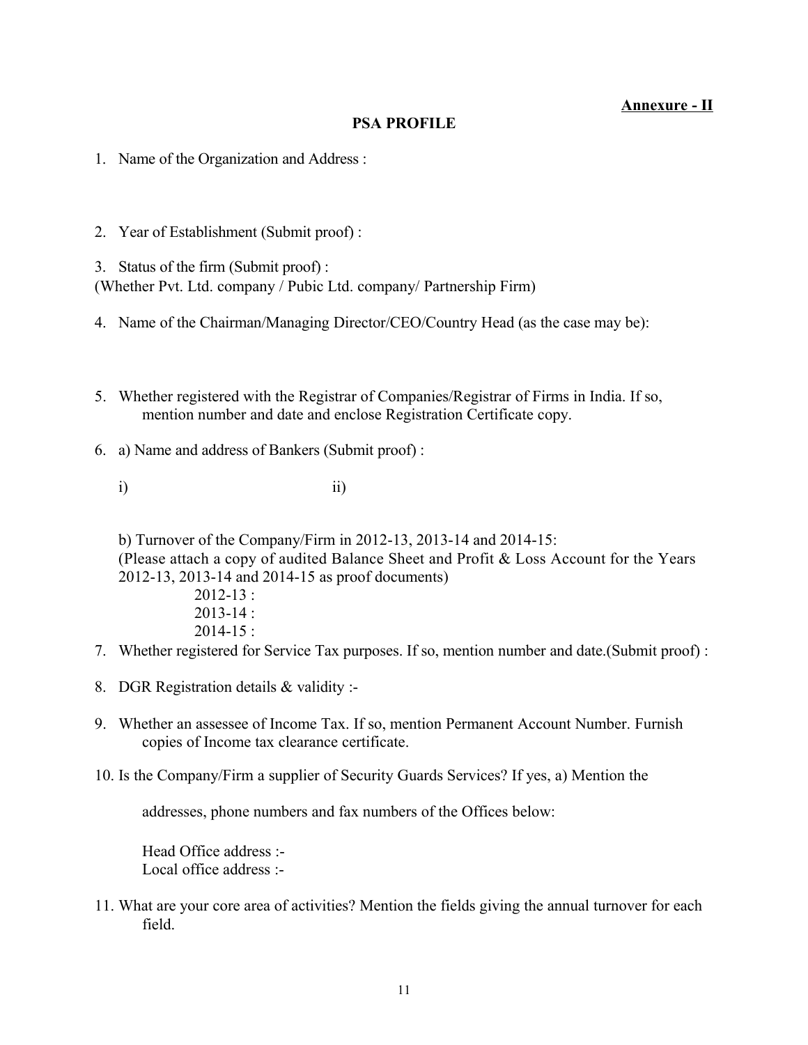**Annexure - II**

## PSA PROFILE

1. Name of the Organization and Address :

2. Year of Establishment (Submit proof) :

3. Status of the firm (Submit proof) :
(Whether Pvt. Ltd. company / Pubic Ltd. company/ Partnership Firm)

4. Name of the Chairman/Managing Director/CEO/Country Head (as the case may be):

5. Whether registered with the Registrar of Companies/Registrar of Firms in India. If so, mention number and date and enclose Registration Certificate copy.

6. a) Name and address of Bankers (Submit proof) :

   i) ii)

   b) Turnover of the Company/Firm in 2012-13, 2013-14 and 2014-15:
   (Please attach a copy of audited Balance Sheet and Profit & Loss Account for the Years 2012-13, 2013-14 and 2014-15 as proof documents)
   2012-13 :
   2013-14 :
   2014-15 :

7. Whether registered for Service Tax purposes. If so, mention number and date.(Submit proof) :

8. DGR Registration details & validity :-

9. Whether an assessee of Income Tax. If so, mention Permanent Account Number. Furnish copies of Income tax clearance certificate.

10. Is the Company/Firm a supplier of Security Guards Services? If yes, a) Mention the

    addresses, phone numbers and fax numbers of the Offices below:

    Head Office address :-
    Local office address :-

11. What are your core area of activities? Mention the fields giving the annual turnover for each field.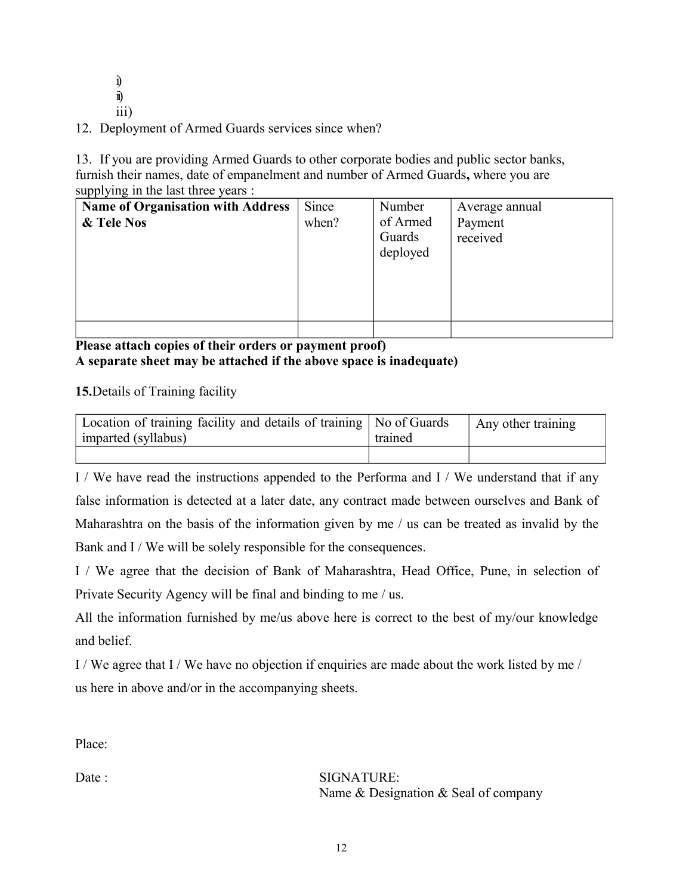i)
ii)
iii)

12. Deployment of Armed Guards services since when?

13. If you are providing Armed Guards to other corporate bodies and public sector banks, furnish their names, date of empanelment and number of Armed Guards**,** where you are supplying in the last three years :

| **Name of Organisation with Address & Tele Nos** | Since when? | Number of Armed Guards deployed | Average annual Payment received |
|---|---|---|---|
| | | | |

**Please attach copies of their orders or payment proof)**
**A separate sheet may be attached if the above space is inadequate)**

**15.**Details of Training facility

| Location of training facility and details of training imparted (syllabus) | No of Guards trained | Any other training |
|---|---|---|
| | | |

I / We have read the instructions appended to the Performa and I / We understand that if any false information is detected at a later date, any contract made between ourselves and Bank of Maharashtra on the basis of the information given by me / us can be treated as invalid by the Bank and I / We will be solely responsible for the consequences.

I / We agree that the decision of Bank of Maharashtra, Head Office, Pune, in selection of Private Security Agency will be final and binding to me / us.

All the information furnished by me/us above here is correct to the best of my/our knowledge and belief.

I / We agree that I / We have no objection if enquiries are made about the work listed by me / us here in above and/or in the accompanying sheets.

Place:

Date :

SIGNATURE:
Name & Designation & Seal of company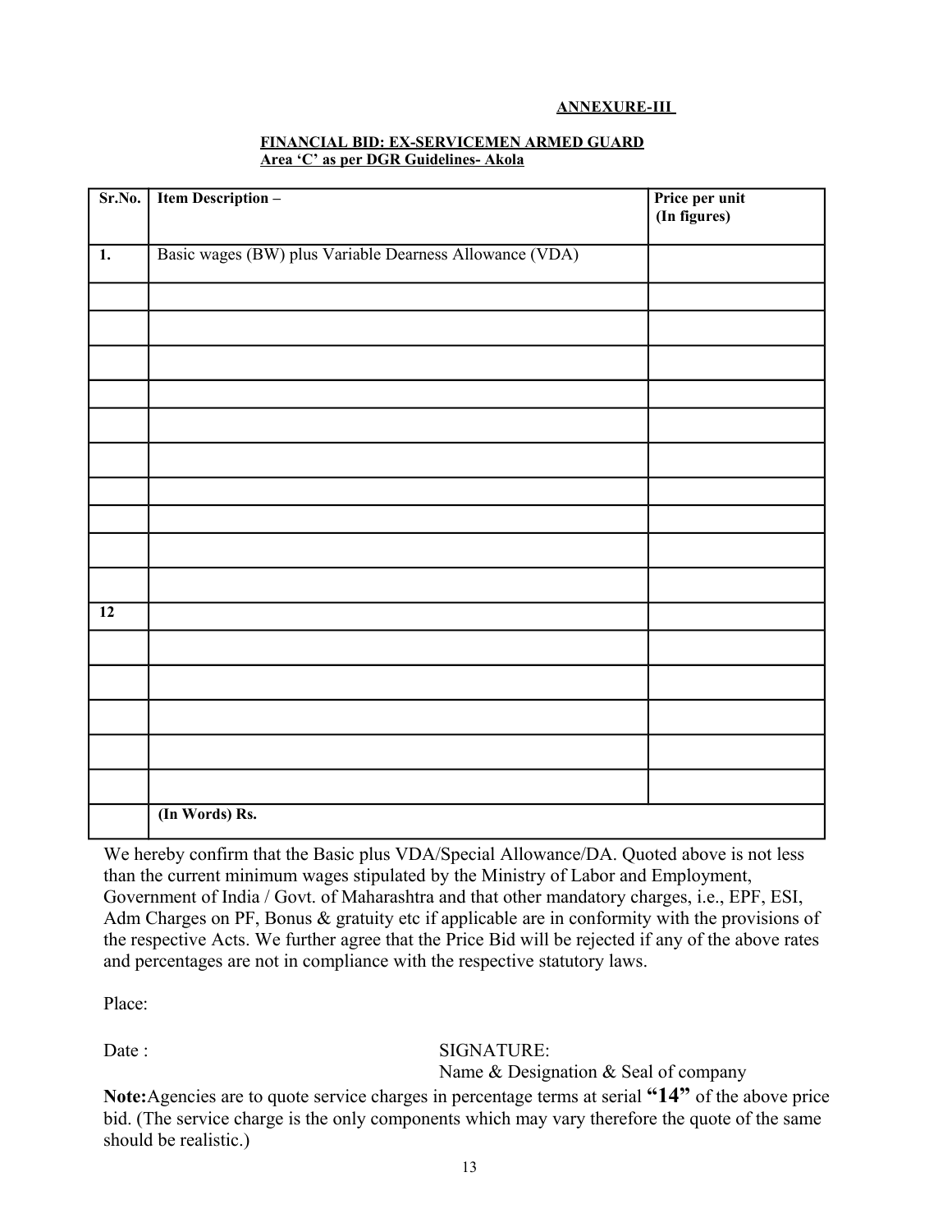**ANNEXURE-III**

**FINANCIAL BID: EX-SERVICEMEN ARMED GUARD**
**Area 'C' as per DGR Guidelines- Akola**

| **Sr.No.** | **Item Description –** | **Price per unit (In figures)** |
|---|---|---|
| **1.** | Basic wages (BW) plus Variable Dearness Allowance (VDA) | |
| | | |
| | | |
| | | |
| | | |
| | | |
| | | |
| | | |
| | | |
| | | |
| | | |
| **12** | | |
| | | |
| | | |
| | | |
| | | |
| | | |
| | **(In Words) Rs.** | |

We hereby confirm that the Basic plus VDA/Special Allowance/DA. Quoted above is not less than the current minimum wages stipulated by the Ministry of Labor and Employment, Government of India / Govt. of Maharashtra and that other mandatory charges, i.e., EPF, ESI, Adm Charges on PF, Bonus & gratuity etc if applicable are in conformity with the provisions of the respective Acts. We further agree that the Price Bid will be rejected if any of the above rates and percentages are not in compliance with the respective statutory laws.

Place:

Date :

SIGNATURE:
Name & Designation & Seal of company

**Note:** Agencies are to quote service charges in percentage terms at serial **"14"** of the above price bid. (The service charge is the only components which may vary therefore the quote of the same should be realistic.)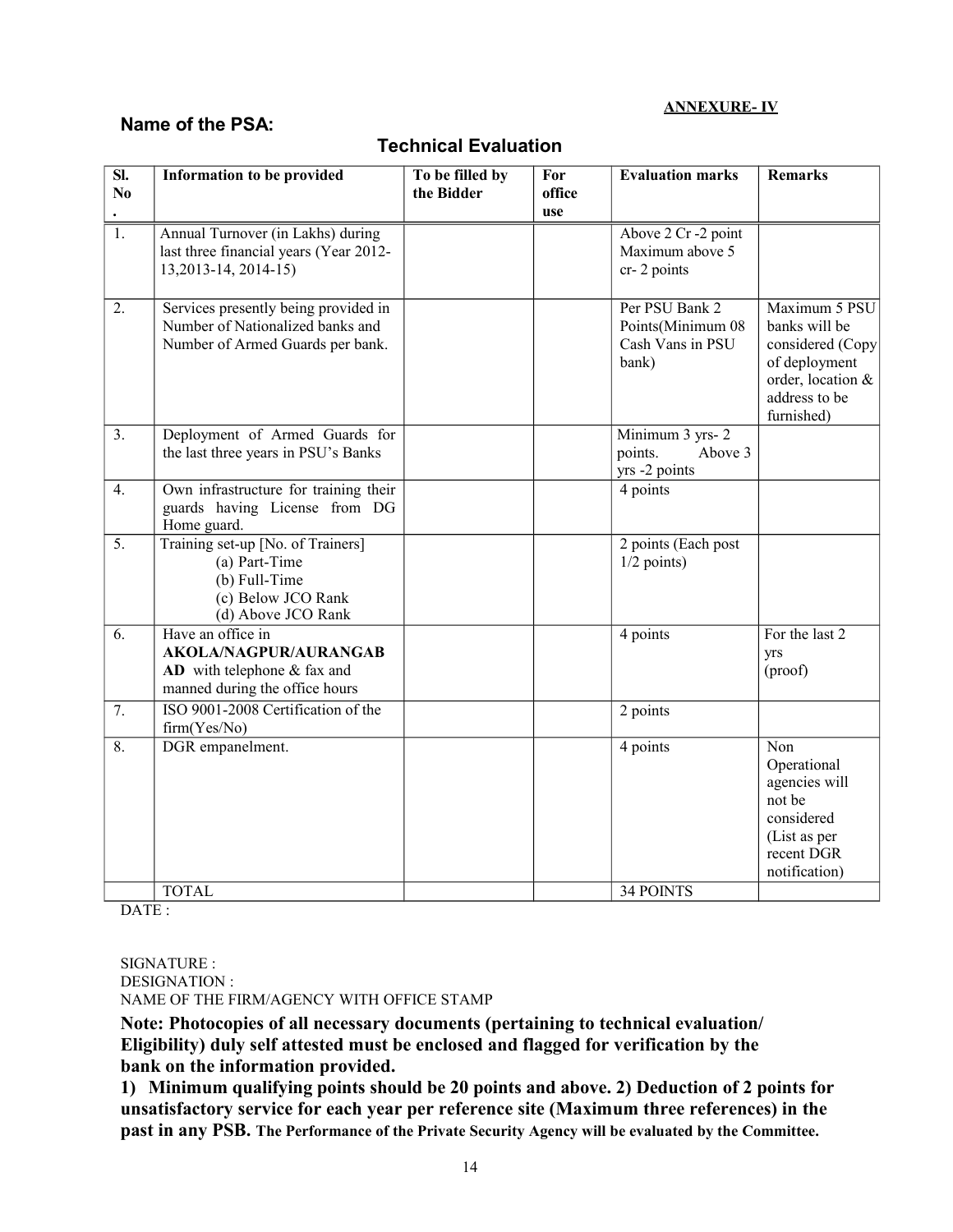**ANNEXURE- IV**

## Name of the PSA:

### Technical Evaluation

| Sl. No. | Information to be provided | To be filled by the Bidder | For office use | Evaluation marks | Remarks |
|---|---|---|---|---|---|
| 1. | Annual Turnover (in Lakhs) during last three financial years (Year 2012-13,2013-14, 2014-15) | | | Above 2 Cr -2 point Maximum above 5 cr- 2 points | |
| 2. | Services presently being provided in Number of Nationalized banks and Number of Armed Guards per bank. | | | Per PSU Bank 2 Points(Minimum 08 Cash Vans in PSU bank) | Maximum 5 PSU banks will be considered (Copy of deployment order, location & address to be furnished) |
| 3. | Deployment of Armed Guards for the last three years in PSU's Banks | | | Minimum 3 yrs- 2 points. Above 3 yrs -2 points | |
| 4. | Own infrastructure for training their guards having License from DG Home guard. | | | 4 points | |
| 5. | Training set-up [No. of Trainers]<br>(a) Part-Time<br>(b) Full-Time<br>(c) Below JCO Rank<br>(d) Above JCO Rank | | | 2 points (Each post 1/2 points) | |
| 6. | Have an office in **AKOLA/NAGPUR/AURANGABAD** with telephone & fax and manned during the office hours | | | 4 points | For the last 2 yrs (proof) |
| 7. | ISO 9001-2008 Certification of the firm(Yes/No) | | | 2 points | |
| 8. | DGR empanelment. | | | 4 points | Non Operational agencies will not be considered (List as per recent DGR notification) |
| | TOTAL | | | 34 POINTS | |

DATE :

SIGNATURE :
DESIGNATION :
NAME OF THE FIRM/AGENCY WITH OFFICE STAMP

**Note: Photocopies of all necessary documents (pertaining to technical evaluation/ Eligibility) duly self attested must be enclosed and flagged for verification by the bank on the information provided.**

**1) Minimum qualifying points should be 20 points and above. 2) Deduction of 2 points for unsatisfactory service for each year per reference site (Maximum three references) in the past in any PSB. The Performance of the Private Security Agency will be evaluated by the Committee.**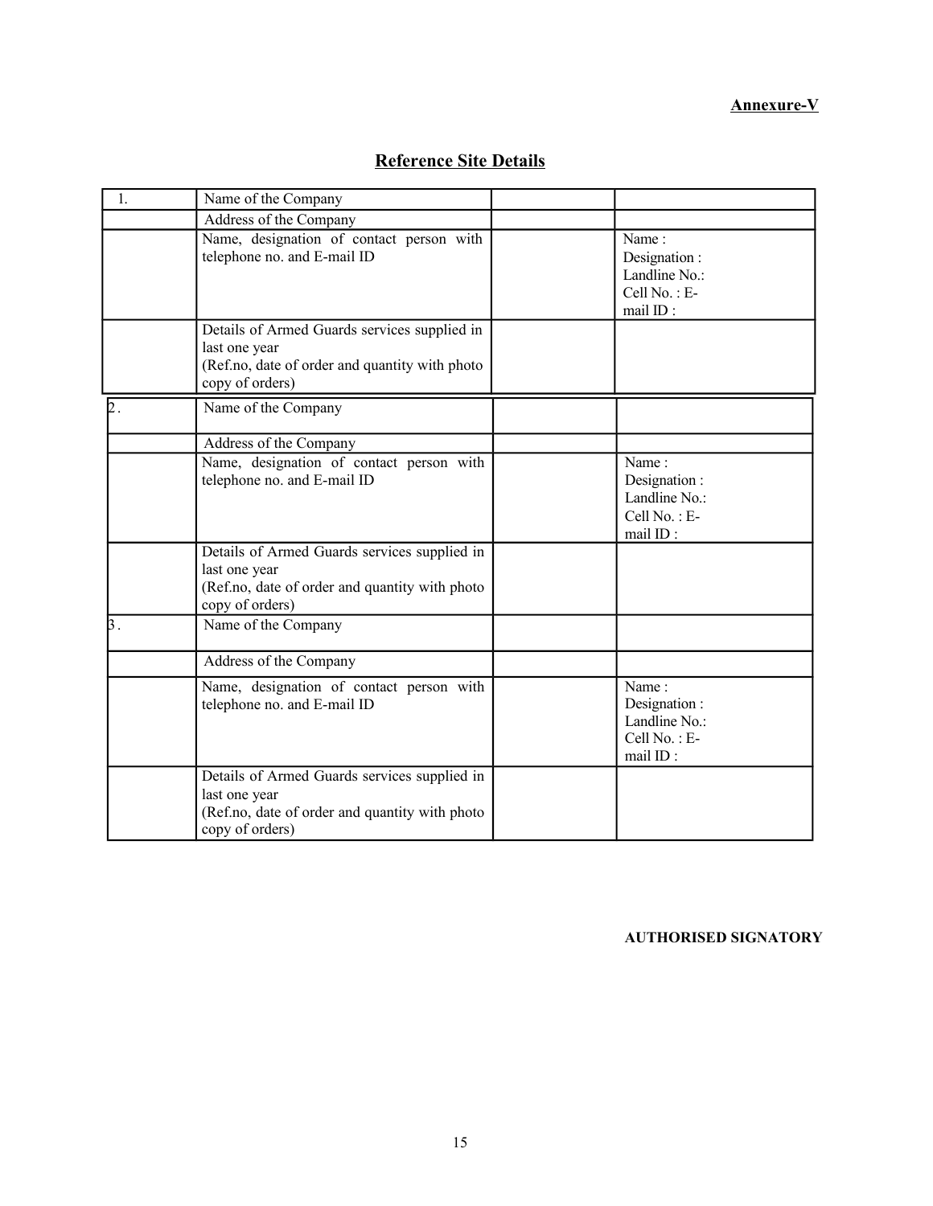**Annexure-V**

## Reference Site Details

| | | | |
|---|---|---|---|
| 1. | Name of the Company | | |
| | Address of the Company | | |
| | Name, designation of contact person with telephone no. and E-mail ID | | Name :<br>Designation :<br>Landline No.:<br>Cell No. : E-mail ID : |
| | Details of Armed Guards services supplied in last one year<br>(Ref.no, date of order and quantity with photo copy of orders) | | |
| 2. | Name of the Company | | |
| | Address of the Company | | |
| | Name, designation of contact person with telephone no. and E-mail ID | | Name :<br>Designation :<br>Landline No.:<br>Cell No. : E-mail ID : |
| | Details of Armed Guards services supplied in last one year<br>(Ref.no, date of order and quantity with photo copy of orders) | | |
| 3. | Name of the Company | | |
| | Address of the Company | | |
| | Name, designation of contact person with telephone no. and E-mail ID | | Name :<br>Designation :<br>Landline No.:<br>Cell No. : E-mail ID : |
| | Details of Armed Guards services supplied in last one year<br>(Ref.no, date of order and quantity with photo copy of orders) | | |

**AUTHORISED SIGNATORY**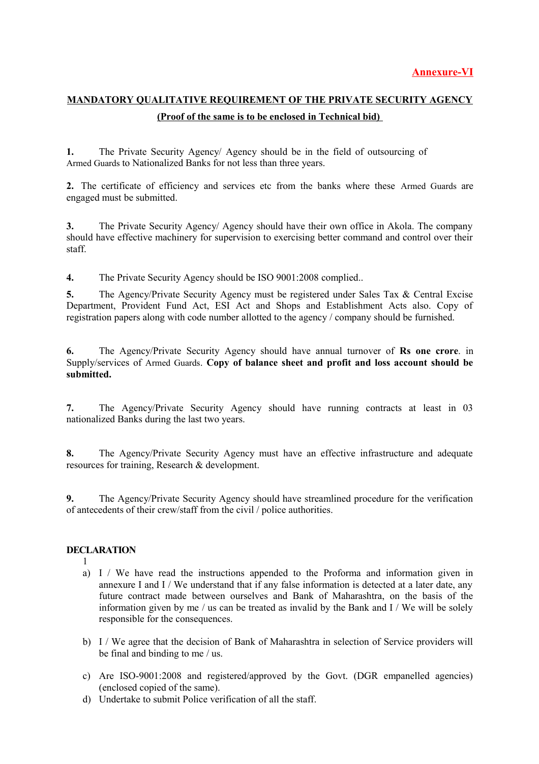**Annexure-VI**

**MANDATORY QUALITATIVE REQUIREMENT OF THE PRIVATE SECURITY AGENCY**

**(Proof of the same is to be enclosed in Technical bid)**

**1.** The Private Security Agency/ Agency should be in the field of outsourcing of Armed Guards to Nationalized Banks for not less than three years.

**2.** The certificate of efficiency and services etc from the banks where these Armed Guards are engaged must be submitted.

**3.** The Private Security Agency/ Agency should have their own office in Akola. The company should have effective machinery for supervision to exercising better command and control over their staff.

**4.** The Private Security Agency should be ISO 9001:2008 complied..

**5.** The Agency/Private Security Agency must be registered under Sales Tax & Central Excise Department, Provident Fund Act, ESI Act and Shops and Establishment Acts also. Copy of registration papers along with code number allotted to the agency / company should be furnished.

**6.** The Agency/Private Security Agency should have annual turnover of **Rs one crore**. in Supply/services of Armed Guards. **Copy of balance sheet and profit and loss account should be submitted.**

**7.** The Agency/Private Security Agency should have running contracts at least in 03 nationalized Banks during the last two years.

**8.** The Agency/Private Security Agency must have an effective infrastructure and adequate resources for training, Research & development.

**9.** The Agency/Private Security Agency should have streamlined procedure for the verification of antecedents of their crew/staff from the civil / police authorities.

**DECLARATION**

1

a) I / We have read the instructions appended to the Proforma and information given in annexure I and I / We understand that if any false information is detected at a later date, any future contract made between ourselves and Bank of Maharashtra, on the basis of the information given by me / us can be treated as invalid by the Bank and I / We will be solely responsible for the consequences.

b) I / We agree that the decision of Bank of Maharashtra in selection of Service providers will be final and binding to me / us.

c) Are ISO-9001:2008 and registered/approved by the Govt. (DGR empanelled agencies) (enclosed copied of the same).

d) Undertake to submit Police verification of all the staff.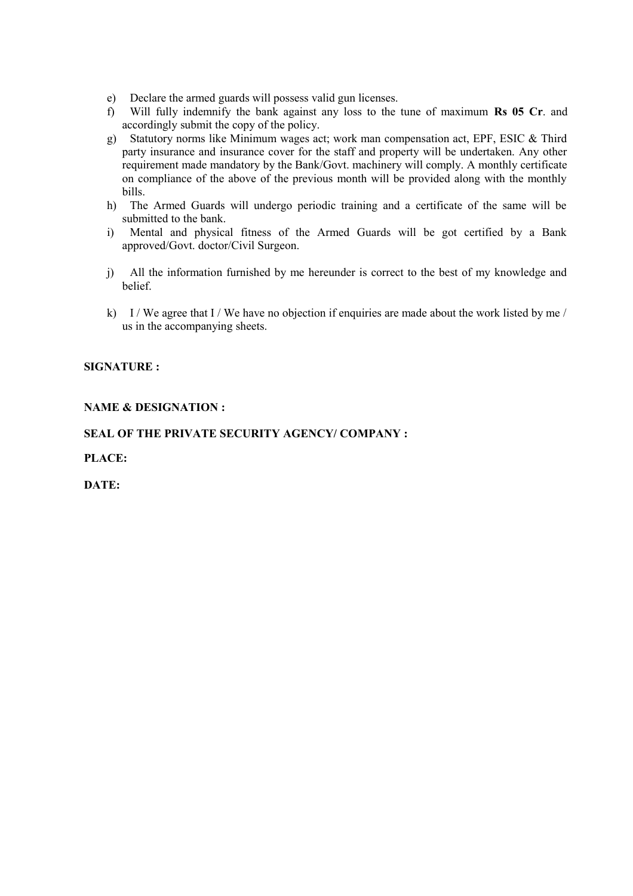e) Declare the armed guards will possess valid gun licenses.

f) Will fully indemnify the bank against any loss to the tune of maximum **Rs 05 Cr**. and accordingly submit the copy of the policy.

g) Statutory norms like Minimum wages act; work man compensation act, EPF, ESIC & Third party insurance and insurance cover for the staff and property will be undertaken. Any other requirement made mandatory by the Bank/Govt. machinery will comply. A monthly certificate on compliance of the above of the previous month will be provided along with the monthly bills.

h) The Armed Guards will undergo periodic training and a certificate of the same will be submitted to the bank.

i) Mental and physical fitness of the Armed Guards will be got certified by a Bank approved/Govt. doctor/Civil Surgeon.

j) All the information furnished by me hereunder is correct to the best of my knowledge and belief.

k) I / We agree that I / We have no objection if enquiries are made about the work listed by me / us in the accompanying sheets.

**SIGNATURE :**

**NAME & DESIGNATION :**

**SEAL OF THE PRIVATE SECURITY AGENCY/ COMPANY :**

**PLACE:**

**DATE:**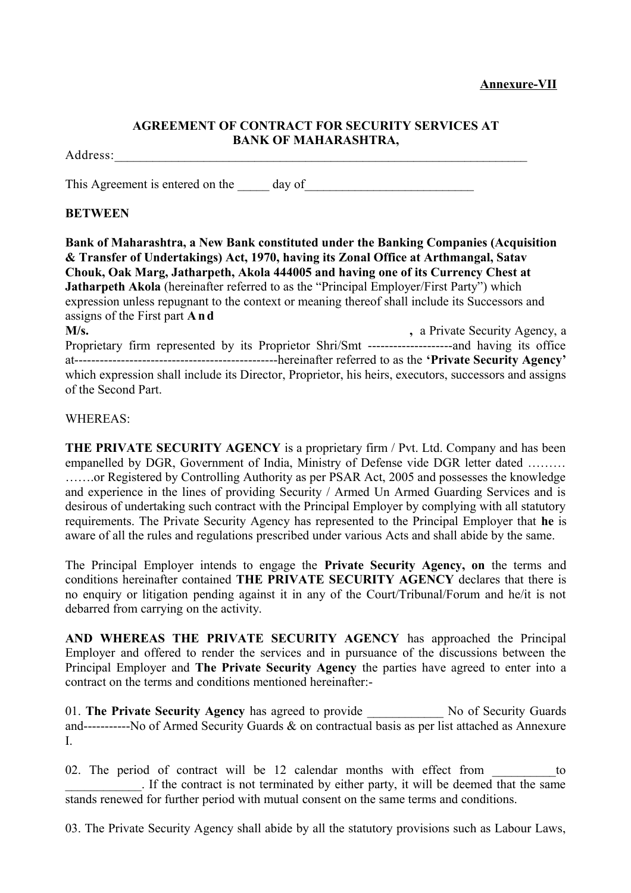**Annexure-VII**

**AGREEMENT OF CONTRACT FOR SECURITY SERVICES AT BANK OF MAHARASHTRA,**

Address:____________________________________________________________________

This Agreement is entered on the _____ day of__________________________

**BETWEEN**

**Bank of Maharashtra, a New Bank constituted under the Banking Companies (Acquisition & Transfer of Undertakings) Act, 1970, having its Zonal Office at Arthmangal, Satav Chouk, Oak Marg, Jatharpeth, Akola 444005 and having one of its Currency Chest at Jatharpeth Akola** (hereinafter referred to as the "Principal Employer/First Party") which expression unless repugnant to the context or meaning thereof shall include its Successors and assigns of the First part **A n d**

**M/s. ,** a Private Security Agency, a Proprietary firm represented by its Proprietor Shri/Smt --------------------and having its office at------------------------------------------------hereinafter referred to as the **'Private Security Agency'** which expression shall include its Director, Proprietor, his heirs, executors, successors and assigns of the Second Part.

WHEREAS:

**THE PRIVATE SECURITY AGENCY** is a proprietary firm / Pvt. Ltd. Company and has been empanelled by DGR, Government of India, Ministry of Defense vide DGR letter dated ……… …….or Registered by Controlling Authority as per PSAR Act, 2005 and possesses the knowledge and experience in the lines of providing Security / Armed Un Armed Guarding Services and is desirous of undertaking such contract with the Principal Employer by complying with all statutory requirements. The Private Security Agency has represented to the Principal Employer that **he** is aware of all the rules and regulations prescribed under various Acts and shall abide by the same.

The Principal Employer intends to engage the **Private Security Agency, on** the terms and conditions hereinafter contained **THE PRIVATE SECURITY AGENCY** declares that there is no enquiry or litigation pending against it in any of the Court/Tribunal/Forum and he/it is not debarred from carrying on the activity.

**AND WHEREAS THE PRIVATE SECURITY AGENCY** has approached the Principal Employer and offered to render the services and in pursuance of the discussions between the Principal Employer and **The Private Security Agency** the parties have agreed to enter into a contract on the terms and conditions mentioned hereinafter:-

01. **The Private Security Agency** has agreed to provide ____________ No of Security Guards and-----------No of Armed Security Guards & on contractual basis as per list attached as Annexure I.

02. The period of contract will be 12 calendar months with effect from __________to ____________. If the contract is not terminated by either party, it will be deemed that the same stands renewed for further period with mutual consent on the same terms and conditions.

03. The Private Security Agency shall abide by all the statutory provisions such as Labour Laws,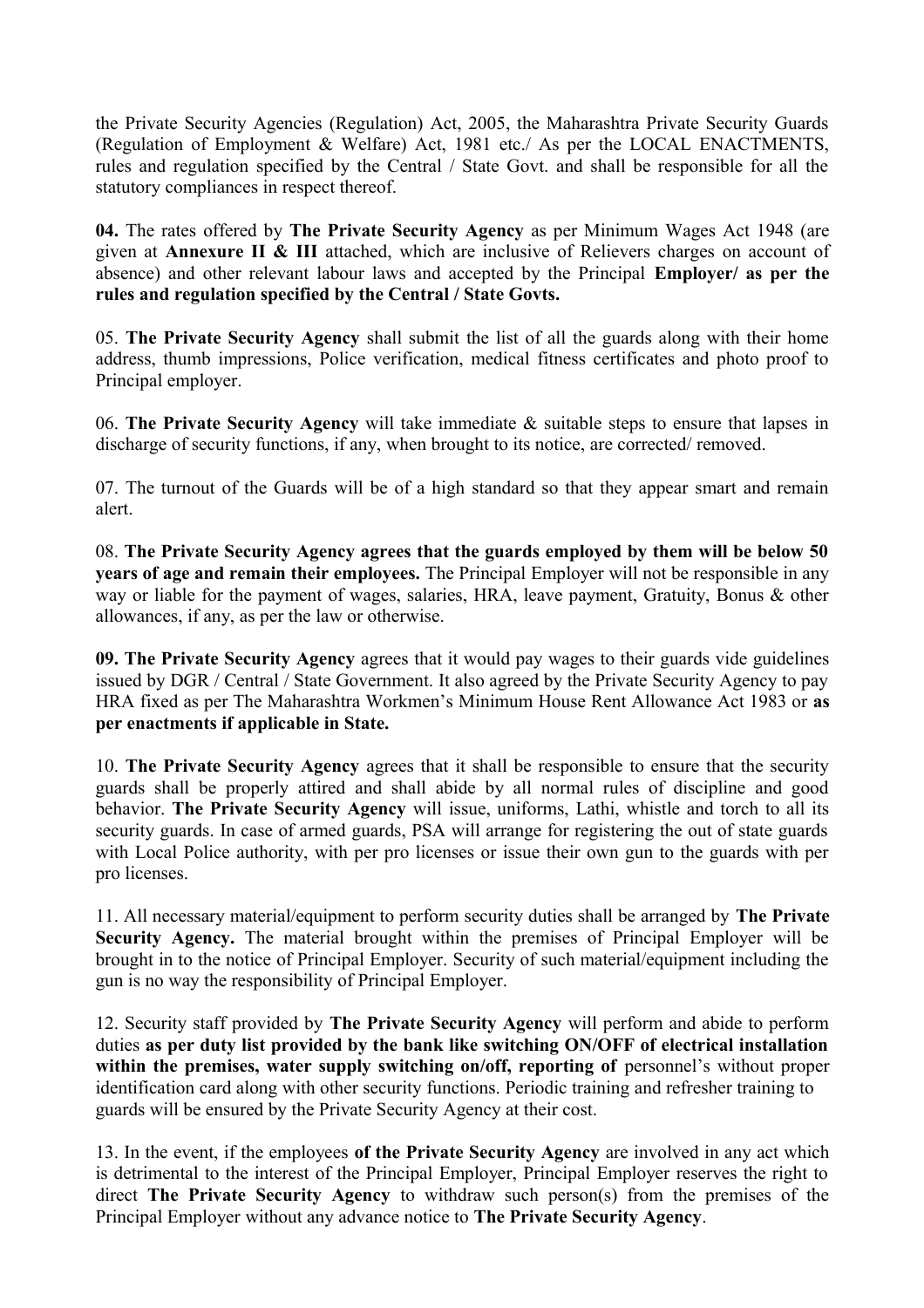the Private Security Agencies (Regulation) Act, 2005, the Maharashtra Private Security Guards (Regulation of Employment & Welfare) Act, 1981 etc./ As per the LOCAL ENACTMENTS, rules and regulation specified by the Central / State Govt. and shall be responsible for all the statutory compliances in respect thereof.

**04.** The rates offered by **The Private Security Agency** as per Minimum Wages Act 1948 (are given at **Annexure II & III** attached, which are inclusive of Relievers charges on account of absence) and other relevant labour laws and accepted by the Principal **Employer/ as per the rules and regulation specified by the Central / State Govts.**

05. **The Private Security Agency** shall submit the list of all the guards along with their home address, thumb impressions, Police verification, medical fitness certificates and photo proof to Principal employer.

06. **The Private Security Agency** will take immediate & suitable steps to ensure that lapses in discharge of security functions, if any, when brought to its notice, are corrected/ removed.

07. The turnout of the Guards will be of a high standard so that they appear smart and remain alert.

08. **The Private Security Agency agrees that the guards employed by them will be below 50 years of age and remain their employees.** The Principal Employer will not be responsible in any way or liable for the payment of wages, salaries, HRA, leave payment, Gratuity, Bonus & other allowances, if any, as per the law or otherwise.

**09. The Private Security Agency** agrees that it would pay wages to their guards vide guidelines issued by DGR / Central / State Government. It also agreed by the Private Security Agency to pay HRA fixed as per The Maharashtra Workmen's Minimum House Rent Allowance Act 1983 or **as per enactments if applicable in State.**

10. **The Private Security Agency** agrees that it shall be responsible to ensure that the security guards shall be properly attired and shall abide by all normal rules of discipline and good behavior. **The Private Security Agency** will issue, uniforms, Lathi, whistle and torch to all its security guards. In case of armed guards, PSA will arrange for registering the out of state guards with Local Police authority, with per pro licenses or issue their own gun to the guards with per pro licenses.

11. All necessary material/equipment to perform security duties shall be arranged by **The Private Security Agency.** The material brought within the premises of Principal Employer will be brought in to the notice of Principal Employer. Security of such material/equipment including the gun is no way the responsibility of Principal Employer.

12. Security staff provided by **The Private Security Agency** will perform and abide to perform duties **as per duty list provided by the bank like switching ON/OFF of electrical installation within the premises, water supply switching on/off, reporting of** personnel's without proper identification card along with other security functions. Periodic training and refresher training to guards will be ensured by the Private Security Agency at their cost.

13. In the event, if the employees **of the Private Security Agency** are involved in any act which is detrimental to the interest of the Principal Employer, Principal Employer reserves the right to direct **The Private Security Agency** to withdraw such person(s) from the premises of the Principal Employer without any advance notice to **The Private Security Agency**.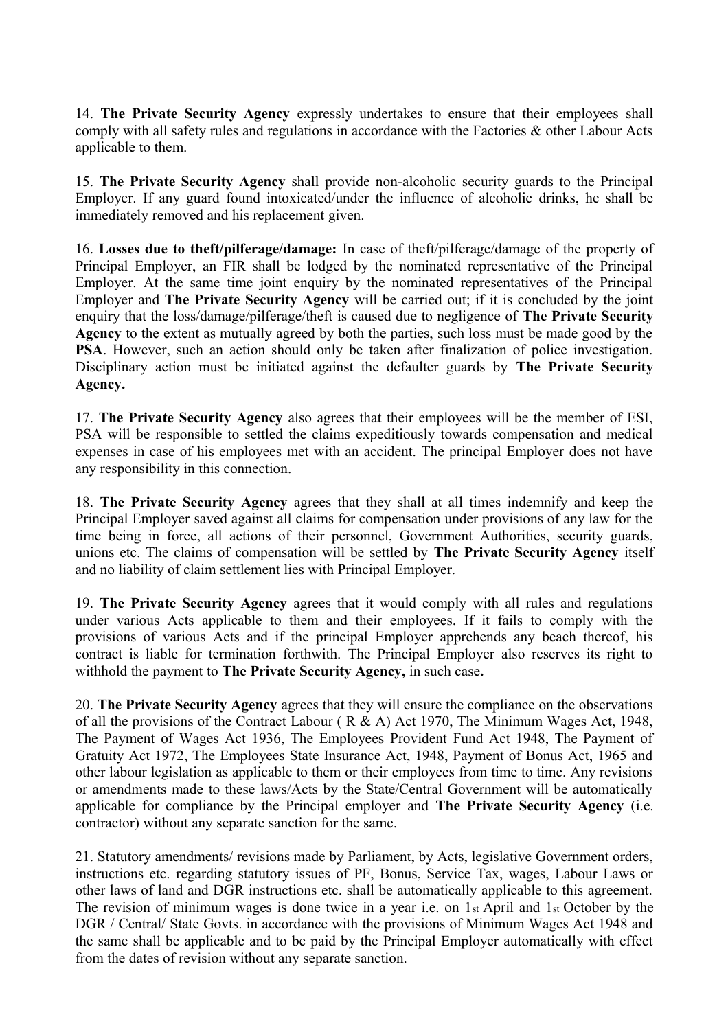14. **The Private Security Agency** expressly undertakes to ensure that their employees shall comply with all safety rules and regulations in accordance with the Factories & other Labour Acts applicable to them.

15. **The Private Security Agency** shall provide non-alcoholic security guards to the Principal Employer. If any guard found intoxicated/under the influence of alcoholic drinks, he shall be immediately removed and his replacement given.

16. **Losses due to theft/pilferage/damage:** In case of theft/pilferage/damage of the property of Principal Employer, an FIR shall be lodged by the nominated representative of the Principal Employer. At the same time joint enquiry by the nominated representatives of the Principal Employer and **The Private Security Agency** will be carried out; if it is concluded by the joint enquiry that the loss/damage/pilferage/theft is caused due to negligence of **The Private Security Agency** to the extent as mutually agreed by both the parties, such loss must be made good by the **PSA**. However, such an action should only be taken after finalization of police investigation. Disciplinary action must be initiated against the defaulter guards by **The Private Security Agency.**

17. **The Private Security Agency** also agrees that their employees will be the member of ESI, PSA will be responsible to settled the claims expeditiously towards compensation and medical expenses in case of his employees met with an accident. The principal Employer does not have any responsibility in this connection.

18. **The Private Security Agency** agrees that they shall at all times indemnify and keep the Principal Employer saved against all claims for compensation under provisions of any law for the time being in force, all actions of their personnel, Government Authorities, security guards, unions etc. The claims of compensation will be settled by **The Private Security Agency** itself and no liability of claim settlement lies with Principal Employer.

19. **The Private Security Agency** agrees that it would comply with all rules and regulations under various Acts applicable to them and their employees. If it fails to comply with the provisions of various Acts and if the principal Employer apprehends any beach thereof, his contract is liable for termination forthwith. The Principal Employer also reserves its right to withhold the payment to **The Private Security Agency,** in such case**.**

20. **The Private Security Agency** agrees that they will ensure the compliance on the observations of all the provisions of the Contract Labour ( R & A) Act 1970, The Minimum Wages Act, 1948, The Payment of Wages Act 1936, The Employees Provident Fund Act 1948, The Payment of Gratuity Act 1972, The Employees State Insurance Act, 1948, Payment of Bonus Act, 1965 and other labour legislation as applicable to them or their employees from time to time. Any revisions or amendments made to these laws/Acts by the State/Central Government will be automatically applicable for compliance by the Principal employer and **The Private Security Agency** (i.e. contractor) without any separate sanction for the same.

21. Statutory amendments/ revisions made by Parliament, by Acts, legislative Government orders, instructions etc. regarding statutory issues of PF, Bonus, Service Tax, wages, Labour Laws or other laws of land and DGR instructions etc. shall be automatically applicable to this agreement. The revision of minimum wages is done twice in a year i.e. on 1st April and 1st October by the DGR / Central/ State Govts. in accordance with the provisions of Minimum Wages Act 1948 and the same shall be applicable and to be paid by the Principal Employer automatically with effect from the dates of revision without any separate sanction.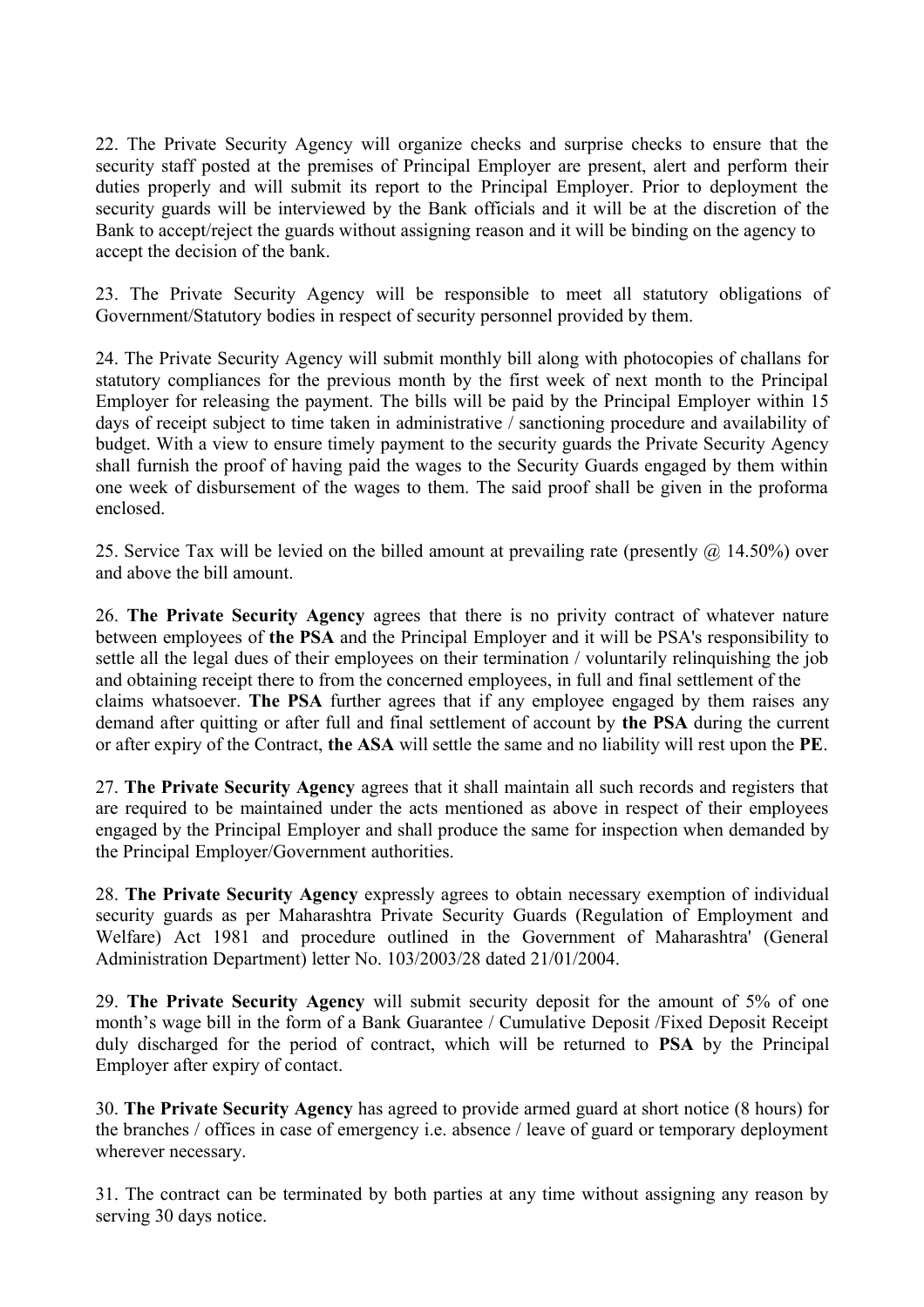22. The Private Security Agency will organize checks and surprise checks to ensure that the security staff posted at the premises of Principal Employer are present, alert and perform their duties properly and will submit its report to the Principal Employer. Prior to deployment the security guards will be interviewed by the Bank officials and it will be at the discretion of the Bank to accept/reject the guards without assigning reason and it will be binding on the agency to accept the decision of the bank.

23. The Private Security Agency will be responsible to meet all statutory obligations of Government/Statutory bodies in respect of security personnel provided by them.

24. The Private Security Agency will submit monthly bill along with photocopies of challans for statutory compliances for the previous month by the first week of next month to the Principal Employer for releasing the payment. The bills will be paid by the Principal Employer within 15 days of receipt subject to time taken in administrative / sanctioning procedure and availability of budget. With a view to ensure timely payment to the security guards the Private Security Agency shall furnish the proof of having paid the wages to the Security Guards engaged by them within one week of disbursement of the wages to them. The said proof shall be given in the proforma enclosed.

25. Service Tax will be levied on the billed amount at prevailing rate (presently @ 14.50%) over and above the bill amount.

26. **The Private Security Agency** agrees that there is no privity contract of whatever nature between employees of **the PSA** and the Principal Employer and it will be PSA's responsibility to settle all the legal dues of their employees on their termination / voluntarily relinquishing the job and obtaining receipt there to from the concerned employees, in full and final settlement of the claims whatsoever. **The PSA** further agrees that if any employee engaged by them raises any demand after quitting or after full and final settlement of account by **the PSA** during the current or after expiry of the Contract, **the ASA** will settle the same and no liability will rest upon the **PE**.

27. **The Private Security Agency** agrees that it shall maintain all such records and registers that are required to be maintained under the acts mentioned as above in respect of their employees engaged by the Principal Employer and shall produce the same for inspection when demanded by the Principal Employer/Government authorities.

28. **The Private Security Agency** expressly agrees to obtain necessary exemption of individual security guards as per Maharashtra Private Security Guards (Regulation of Employment and Welfare) Act 1981 and procedure outlined in the Government of Maharashtra' (General Administration Department) letter No. 103/2003/28 dated 21/01/2004.

29. **The Private Security Agency** will submit security deposit for the amount of 5% of one month's wage bill in the form of a Bank Guarantee / Cumulative Deposit /Fixed Deposit Receipt duly discharged for the period of contract, which will be returned to **PSA** by the Principal Employer after expiry of contact.

30. **The Private Security Agency** has agreed to provide armed guard at short notice (8 hours) for the branches / offices in case of emergency i.e. absence / leave of guard or temporary deployment wherever necessary.

31. The contract can be terminated by both parties at any time without assigning any reason by serving 30 days notice.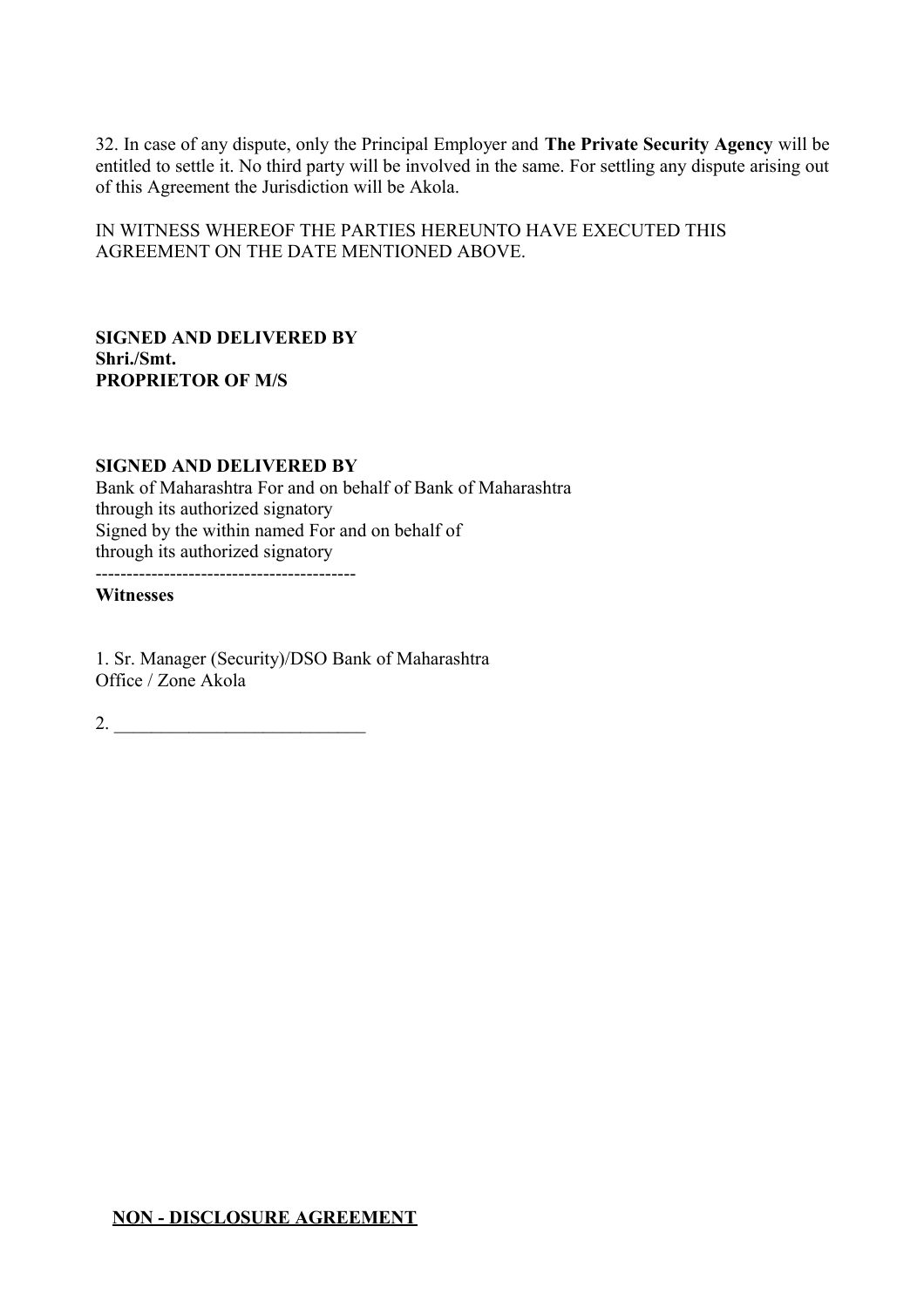32. In case of any dispute, only the Principal Employer and **The Private Security Agency** will be entitled to settle it. No third party will be involved in the same. For settling any dispute arising out of this Agreement the Jurisdiction will be Akola.

IN WITNESS WHEREOF THE PARTIES HEREUNTO HAVE EXECUTED THIS AGREEMENT ON THE DATE MENTIONED ABOVE.

**SIGNED AND DELIVERED BY**
**Shri./Smt.**
**PROPRIETOR OF M/S**

**SIGNED AND DELIVERED BY**
Bank of Maharashtra For and on behalf of Bank of Maharashtra
through its authorized signatory
Signed by the within named For and on behalf of
through its authorized signatory
-----------------------------------------
**Witnesses**

1. Sr. Manager (Security)/DSO Bank of Maharashtra
Office / Zone Akola

2. ___________________________

**NON - DISCLOSURE AGREEMENT**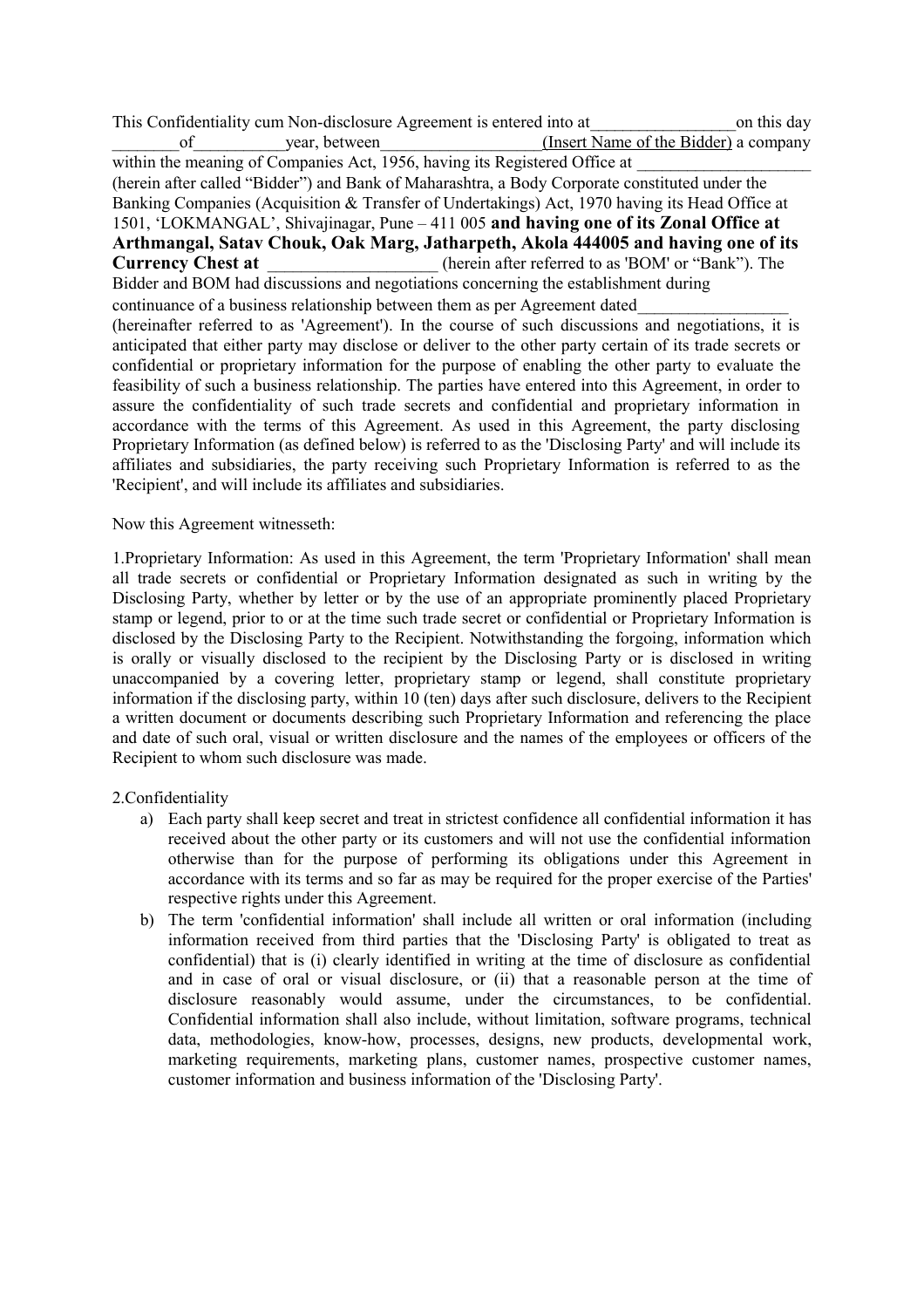This Confidentiality cum Non-disclosure Agreement is entered into at_________________on this day ________of___________year, between__________________(Insert Name of the Bidder) a company within the meaning of Companies Act, 1956, having its Registered Office at ____________________ (herein after called "Bidder") and Bank of Maharashtra, a Body Corporate constituted under the Banking Companies (Acquisition & Transfer of Undertakings) Act, 1970 having its Head Office at 1501, 'LOKMANGAL', Shivajinagar, Pune – 411 005 **and having one of its Zonal Office at Arthmangal, Satav Chouk, Oak Marg, Jatharpeth, Akola 444005 and having one of its Currency Chest at** ___________________ (herein after referred to as 'BOM' or "Bank"). The Bidder and BOM had discussions and negotiations concerning the establishment during continuance of a business relationship between them as per Agreement dated_________________ (hereinafter referred to as 'Agreement'). In the course of such discussions and negotiations, it is anticipated that either party may disclose or deliver to the other party certain of its trade secrets or confidential or proprietary information for the purpose of enabling the other party to evaluate the feasibility of such a business relationship. The parties have entered into this Agreement, in order to assure the confidentiality of such trade secrets and confidential and proprietary information in accordance with the terms of this Agreement. As used in this Agreement, the party disclosing Proprietary Information (as defined below) is referred to as the 'Disclosing Party' and will include its affiliates and subsidiaries, the party receiving such Proprietary Information is referred to as the 'Recipient', and will include its affiliates and subsidiaries.

Now this Agreement witnesseth:

1.Proprietary Information: As used in this Agreement, the term 'Proprietary Information' shall mean all trade secrets or confidential or Proprietary Information designated as such in writing by the Disclosing Party, whether by letter or by the use of an appropriate prominently placed Proprietary stamp or legend, prior to or at the time such trade secret or confidential or Proprietary Information is disclosed by the Disclosing Party to the Recipient. Notwithstanding the forgoing, information which is orally or visually disclosed to the recipient by the Disclosing Party or is disclosed in writing unaccompanied by a covering letter, proprietary stamp or legend, shall constitute proprietary information if the disclosing party, within 10 (ten) days after such disclosure, delivers to the Recipient a written document or documents describing such Proprietary Information and referencing the place and date of such oral, visual or written disclosure and the names of the employees or officers of the Recipient to whom such disclosure was made.

2.Confidentiality

a) Each party shall keep secret and treat in strictest confidence all confidential information it has received about the other party or its customers and will not use the confidential information otherwise than for the purpose of performing its obligations under this Agreement in accordance with its terms and so far as may be required for the proper exercise of the Parties' respective rights under this Agreement.

b) The term 'confidential information' shall include all written or oral information (including information received from third parties that the 'Disclosing Party' is obligated to treat as confidential) that is (i) clearly identified in writing at the time of disclosure as confidential and in case of oral or visual disclosure, or (ii) that a reasonable person at the time of disclosure reasonably would assume, under the circumstances, to be confidential. Confidential information shall also include, without limitation, software programs, technical data, methodologies, know-how, processes, designs, new products, developmental work, marketing requirements, marketing plans, customer names, prospective customer names, customer information and business information of the 'Disclosing Party'.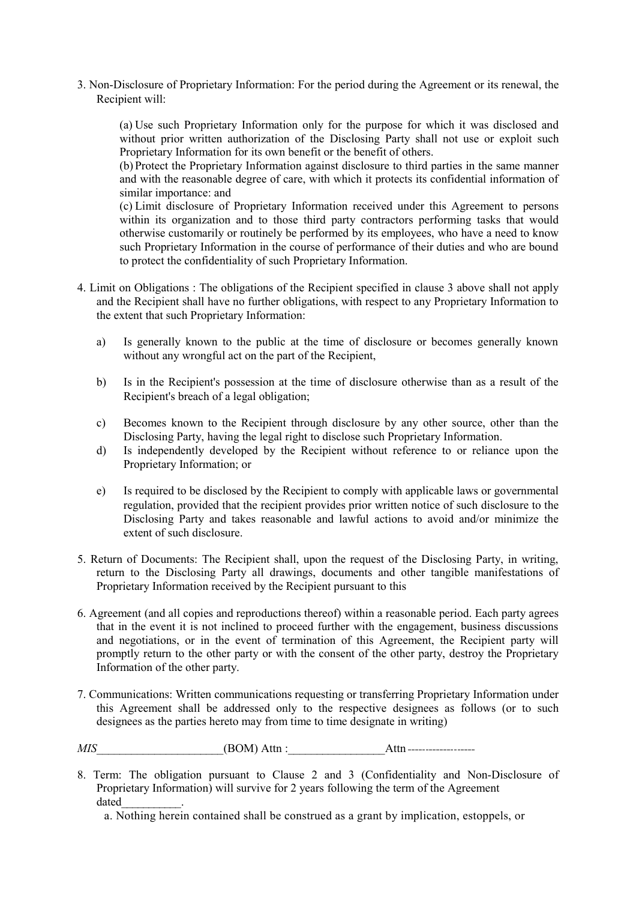3. Non-Disclosure of Proprietary Information: For the period during the Agreement or its renewal, the Recipient will:

   (a) Use such Proprietary Information only for the purpose for which it was disclosed and without prior written authorization of the Disclosing Party shall not use or exploit such Proprietary Information for its own benefit or the benefit of others.
   (b) Protect the Proprietary Information against disclosure to third parties in the same manner and with the reasonable degree of care, with which it protects its confidential information of similar importance: and
   (c) Limit disclosure of Proprietary Information received under this Agreement to persons within its organization and to those third party contractors performing tasks that would otherwise customarily or routinely be performed by its employees, who have a need to know such Proprietary Information in the course of performance of their duties and who are bound to protect the confidentiality of such Proprietary Information.

4. Limit on Obligations : The obligations of the Recipient specified in clause 3 above shall not apply and the Recipient shall have no further obligations, with respect to any Proprietary Information to the extent that such Proprietary Information:

   a) Is generally known to the public at the time of disclosure or becomes generally known without any wrongful act on the part of the Recipient,

   b) Is in the Recipient's possession at the time of disclosure otherwise than as a result of the Recipient's breach of a legal obligation;

   c) Becomes known to the Recipient through disclosure by any other source, other than the Disclosing Party, having the legal right to disclose such Proprietary Information.
   d) Is independently developed by the Recipient without reference to or reliance upon the Proprietary Information; or

   e) Is required to be disclosed by the Recipient to comply with applicable laws or governmental regulation, provided that the recipient provides prior written notice of such disclosure to the Disclosing Party and takes reasonable and lawful actions to avoid and/or minimize the extent of such disclosure.

5. Return of Documents: The Recipient shall, upon the request of the Disclosing Party, in writing, return to the Disclosing Party all drawings, documents and other tangible manifestations of Proprietary Information received by the Recipient pursuant to this

6. Agreement (and all copies and reproductions thereof) within a reasonable period. Each party agrees that in the event it is not inclined to proceed further with the engagement, business discussions and negotiations, or in the event of termination of this Agreement, the Recipient party will promptly return to the other party or with the consent of the other party, destroy the Proprietary Information of the other party.

7. Communications: Written communications requesting or transferring Proprietary Information under this Agreement shall be addressed only to the respective designees as follows (or to such designees as the parties hereto may from time to time designate in writing)

*MIS*_____________________(BOM) Attn :________________Attn -------------------

8. Term: The obligation pursuant to Clause 2 and 3 (Confidentiality and Non-Disclosure of Proprietary Information) will survive for 2 years following the term of the Agreement dated__________.

   a. Nothing herein contained shall be construed as a grant by implication, estoppels, or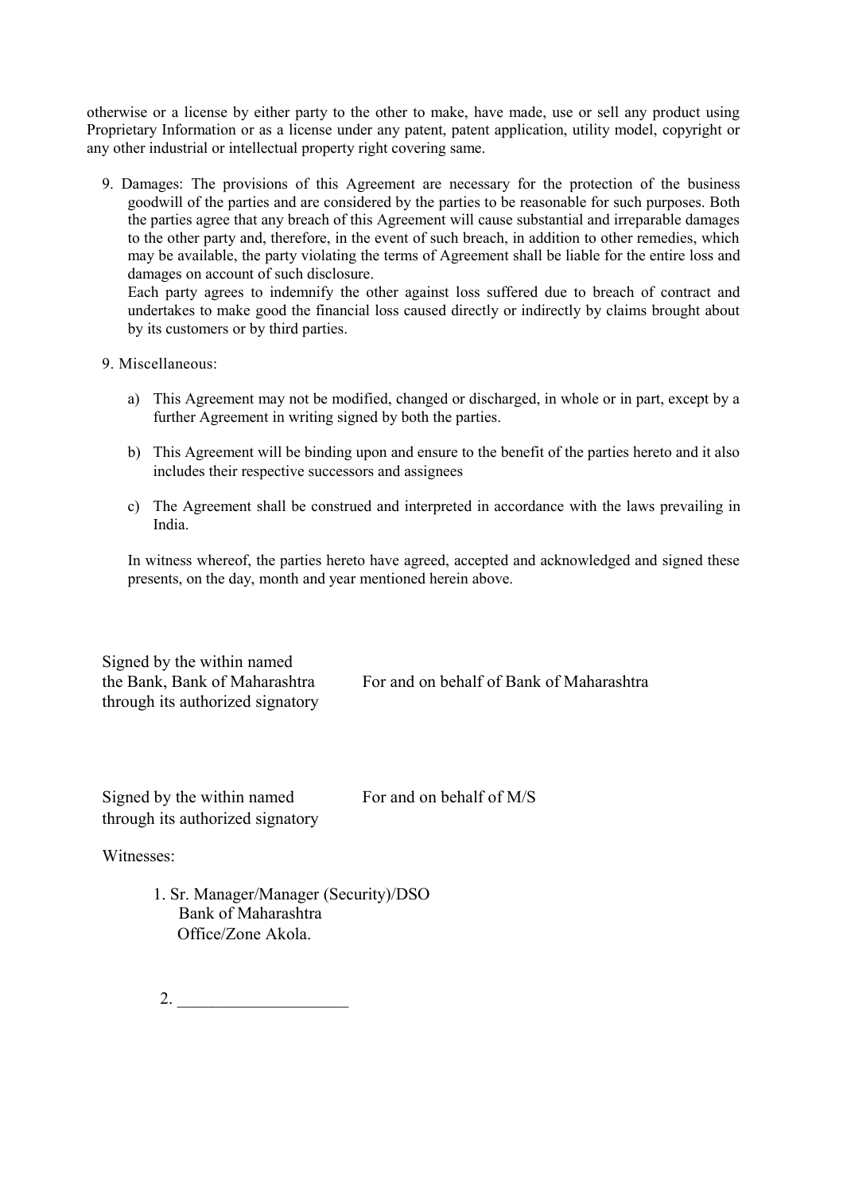otherwise or a license by either party to the other to make, have made, use or sell any product using Proprietary Information or as a license under any patent, patent application, utility model, copyright or any other industrial or intellectual property right covering same.

9. Damages: The provisions of this Agreement are necessary for the protection of the business goodwill of the parties and are considered by the parties to be reasonable for such purposes. Both the parties agree that any breach of this Agreement will cause substantial and irreparable damages to the other party and, therefore, in the event of such breach, in addition to other remedies, which may be available, the party violating the terms of Agreement shall be liable for the entire loss and damages on account of such disclosure.

   Each party agrees to indemnify the other against loss suffered due to breach of contract and undertakes to make good the financial loss caused directly or indirectly by claims brought about by its customers or by third parties.

9. Miscellaneous:

   a) This Agreement may not be modified, changed or discharged, in whole or in part, except by a further Agreement in writing signed by both the parties.

   b) This Agreement will be binding upon and ensure to the benefit of the parties hereto and it also includes their respective successors and assignees

   c) The Agreement shall be construed and interpreted in accordance with the laws prevailing in India.

   In witness whereof, the parties hereto have agreed, accepted and acknowledged and signed these presents, on the day, month and year mentioned herein above.

| | |
|---|---|
| Signed by the within named the Bank, Bank of Maharashtra through its authorized signatory | For and on behalf of Bank of Maharashtra |
| Signed by the within named through its authorized signatory | For and on behalf of M/S |

Witnesses:

1. Sr. Manager/Manager (Security)/DSO
   Bank of Maharashtra
   Office/Zone Akola.

2. ____________________